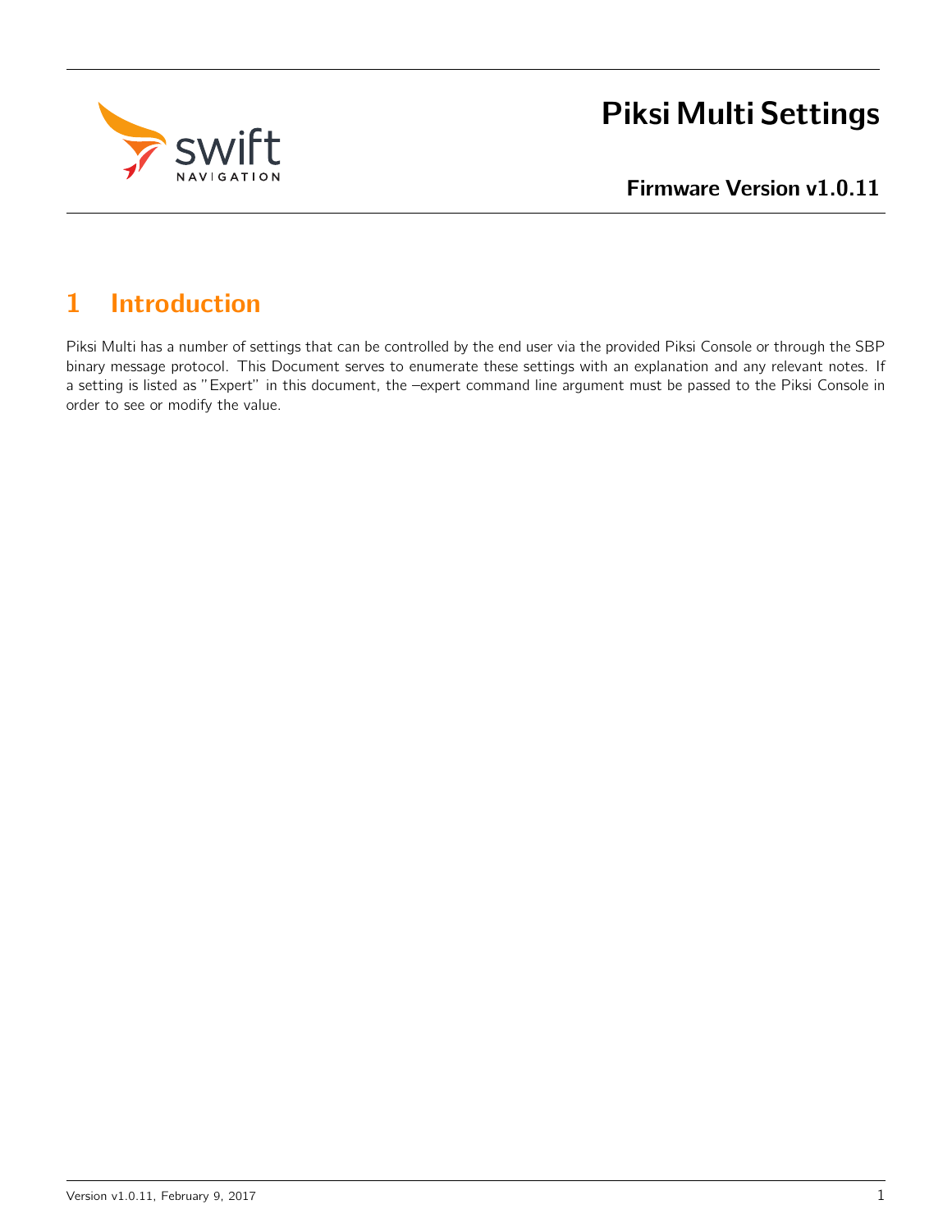# Piksi Multi Settings

## Firmware Version v1.0.11

## 1 Introduction

Piksi Multi has a number of settings that can be controlled by the end user via the provided Piksi Console or through the SBP binary message protocol. This Document serves to enumerate these settings with an explanation and any relevant notes. If a setting is listed as "Expert" in this document, the –expert command line argument must be passed to the Piksi Console in order to see or modify the value.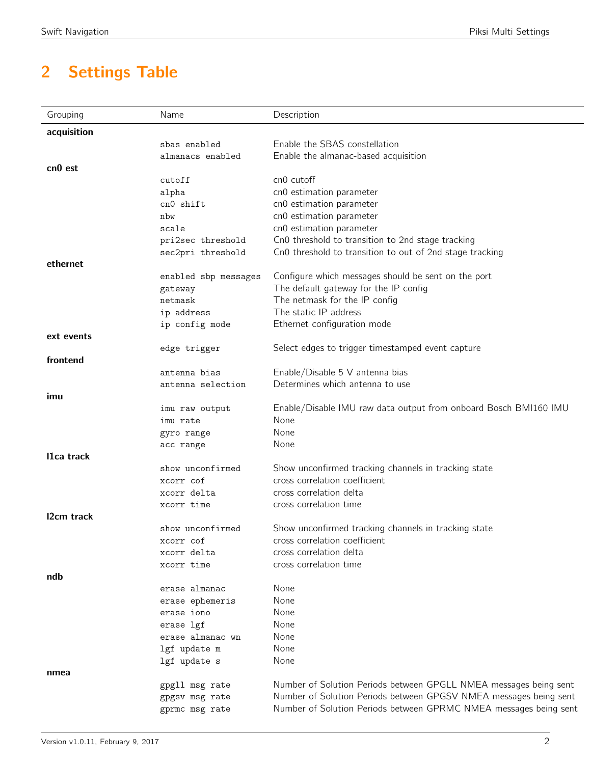# 2 Settings Table

| Grouping | Name | Description |
|---|---|---|
| **acquisition** | | |
| | `sbas enabled` | Enable the SBAS constellation |
| | `almanacs enabled` | Enable the almanac-based acquisition |
| **cn0 est** | | |
| | `cutoff` | cn0 cutoff |
| | `alpha` | cn0 estimation parameter |
| | `cn0 shift` | cn0 estimation parameter |
| | `nbw` | cn0 estimation parameter |
| | `scale` | cn0 estimation parameter |
| | `pri2sec threshold` | Cn0 threshold to transition to 2nd stage tracking |
| | `sec2pri threshold` | Cn0 threshold to transition to out of 2nd stage tracking |
| **ethernet** | | |
| | `enabled sbp messages` | Configure which messages should be sent on the port |
| | `gateway` | The default gateway for the IP config |
| | `netmask` | The netmask for the IP config |
| | `ip address` | The static IP address |
| | `ip config mode` | Ethernet configuration mode |
| **ext events** | | |
| | `edge trigger` | Select edges to trigger timestamped event capture |
| **frontend** | | |
| | `antenna bias` | Enable/Disable 5 V antenna bias |
| | `antenna selection` | Determines which antenna to use |
| **imu** | | |
| | `imu raw output` | Enable/Disable IMU raw data output from onboard Bosch BMI160 IMU |
| | `imu rate` | None |
| | `gyro range` | None |
| | `acc range` | None |
| **l1ca track** | | |
| | `show unconfirmed` | Show unconfirmed tracking channels in tracking state |
| | `xcorr cof` | cross correlation coefficient |
| | `xcorr delta` | cross correlation delta |
| | `xcorr time` | cross correlation time |
| **l2cm track** | | |
| | `show unconfirmed` | Show unconfirmed tracking channels in tracking state |
| | `xcorr cof` | cross correlation coefficient |
| | `xcorr delta` | cross correlation delta |
| | `xcorr time` | cross correlation time |
| **ndb** | | |
| | `erase almanac` | None |
| | `erase ephemeris` | None |
| | `erase iono` | None |
| | `erase lgf` | None |
| | `erase almanac wn` | None |
| | `lgf update m` | None |
| | `lgf update s` | None |
| **nmea** | | |
| | `gpgll msg rate` | Number of Solution Periods between GPGLL NMEA messages being sent |
| | `gpgsv msg rate` | Number of Solution Periods between GPGSV NMEA messages being sent |
| | `gprmc msg rate` | Number of Solution Periods between GPRMC NMEA messages being sent |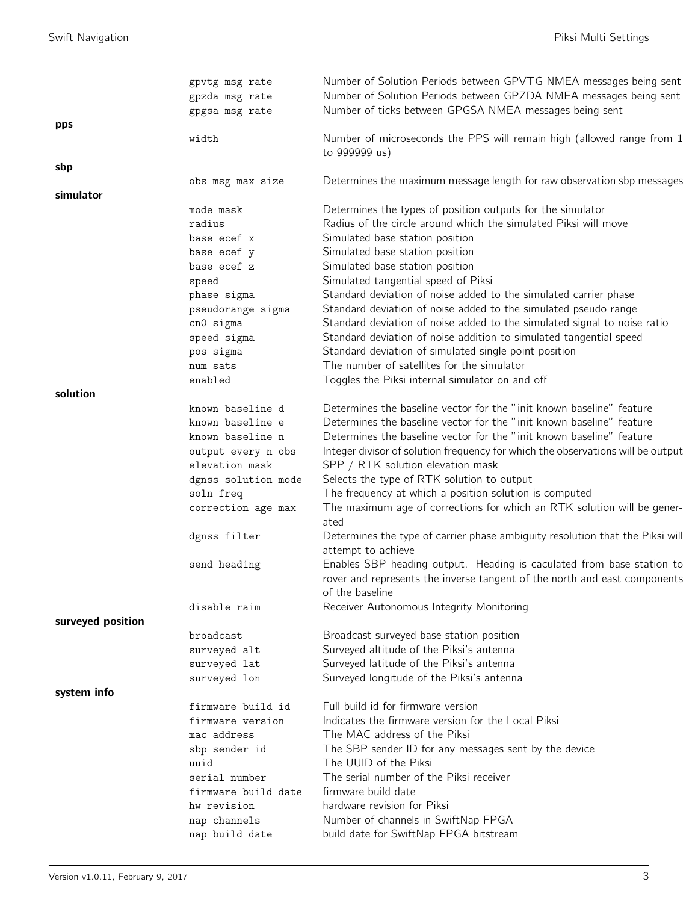| | | |
|---|---|---|
| | `gpvtg msg rate` | Number of Solution Periods between GPVTG NMEA messages being sent |
| | `gpzda msg rate` | Number of Solution Periods between GPZDA NMEA messages being sent |
| | `gpgsa msg rate` | Number of ticks between GPGSA NMEA messages being sent |
| **pps** | | |
| | `width` | Number of microseconds the PPS will remain high (allowed range from 1 to 999999 us) |
| **sbp** | | |
| | `obs msg max size` | Determines the maximum message length for raw observation sbp messages |
| **simulator** | | |
| | `mode mask` | Determines the types of position outputs for the simulator |
| | `radius` | Radius of the circle around which the simulated Piksi will move |
| | `base ecef x` | Simulated base station position |
| | `base ecef y` | Simulated base station position |
| | `base ecef z` | Simulated base station position |
| | `speed` | Simulated tangential speed of Piksi |
| | `phase sigma` | Standard deviation of noise added to the simulated carrier phase |
| | `pseudorange sigma` | Standard deviation of noise added to the simulated pseudo range |
| | `cn0 sigma` | Standard deviation of noise added to the simulated signal to noise ratio |
| | `speed sigma` | Standard deviation of noise addition to simulated tangential speed |
| | `pos sigma` | Standard deviation of simulated single point position |
| | `num sats` | The number of satellites for the simulator |
| | `enabled` | Toggles the Piksi internal simulator on and off |
| **solution** | | |
| | `known baseline d` | Determines the baseline vector for the "init known baseline" feature |
| | `known baseline e` | Determines the baseline vector for the "init known baseline" feature |
| | `known baseline n` | Determines the baseline vector for the "init known baseline" feature |
| | `output every n obs` | Integer divisor of solution frequency for which the observations will be output |
| | `elevation mask` | SPP / RTK solution elevation mask |
| | `dgnss solution mode` | Selects the type of RTK solution to output |
| | `soln freq` | The frequency at which a position solution is computed |
| | `correction age max` | The maximum age of corrections for which an RTK solution will be generated |
| | `dgnss filter` | Determines the type of carrier phase ambiguity resolution that the Piksi will attempt to achieve |
| | `send heading` | Enables SBP heading output. Heading is caculated from base station to rover and represents the inverse tangent of the north and east components of the baseline |
| | `disable raim` | Receiver Autonomous Integrity Monitoring |
| **surveyed position** | | |
| | `broadcast` | Broadcast surveyed base station position |
| | `surveyed alt` | Surveyed altitude of the Piksi's antenna |
| | `surveyed lat` | Surveyed latitude of the Piksi's antenna |
| | `surveyed lon` | Surveyed longitude of the Piksi's antenna |
| **system info** | | |
| | `firmware build id` | Full build id for firmware version |
| | `firmware version` | Indicates the firmware version for the Local Piksi |
| | `mac address` | The MAC address of the Piksi |
| | `sbp sender id` | The SBP sender ID for any messages sent by the device |
| | `uuid` | The UUID of the Piksi |
| | `serial number` | The serial number of the Piksi receiver |
| | `firmware build date` | firmware build date |
| | `hw revision` | hardware revision for Piksi |
| | `nap channels` | Number of channels in SwiftNap FPGA |
| | `nap build date` | build date for SwiftNap FPGA bitstream |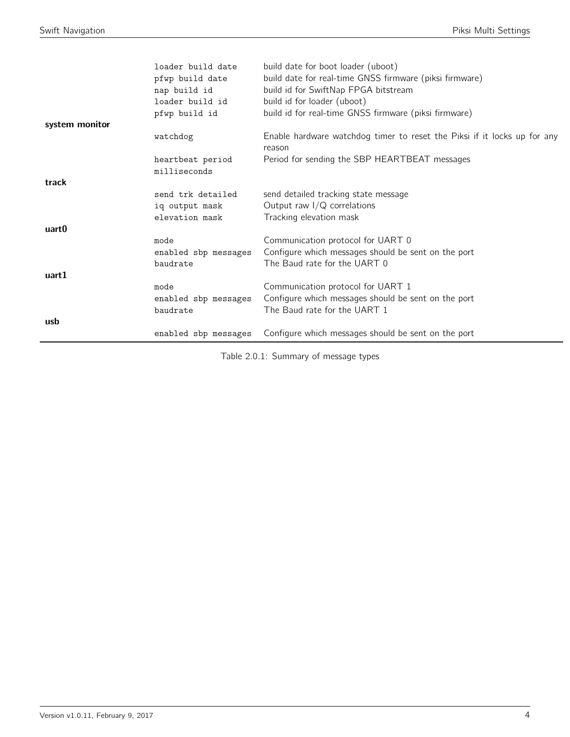| | | |
|---|---|---|
| | `loader build date` | build date for boot loader (uboot) |
| | `pfwp build date` | build date for real-time GNSS firmware (piksi firmware) |
| | `nap build id` | build id for SwiftNap FPGA bitstream |
| | `loader build id` | build id for loader (uboot) |
| | `pfwp build id` | build id for real-time GNSS firmware (piksi firmware) |
| **system monitor** | | |
| | `watchdog` | Enable hardware watchdog timer to reset the Piksi if it locks up for any reason |
| | `heartbeat period milliseconds` | Period for sending the SBP HEARTBEAT messages |
| **track** | | |
| | `send trk detailed` | send detailed tracking state message |
| | `iq output mask` | Output raw I/Q correlations |
| | `elevation mask` | Tracking elevation mask |
| **uart0** | | |
| | `mode` | Communication protocol for UART 0 |
| | `enabled sbp messages` | Configure which messages should be sent on the port |
| | `baudrate` | The Baud rate for the UART 0 |
| **uart1** | | |
| | `mode` | Communication protocol for UART 1 |
| | `enabled sbp messages` | Configure which messages should be sent on the port |
| | `baudrate` | The Baud rate for the UART 1 |
| **usb** | | |
| | `enabled sbp messages` | Configure which messages should be sent on the port |

Table 2.0.1: Summary of message types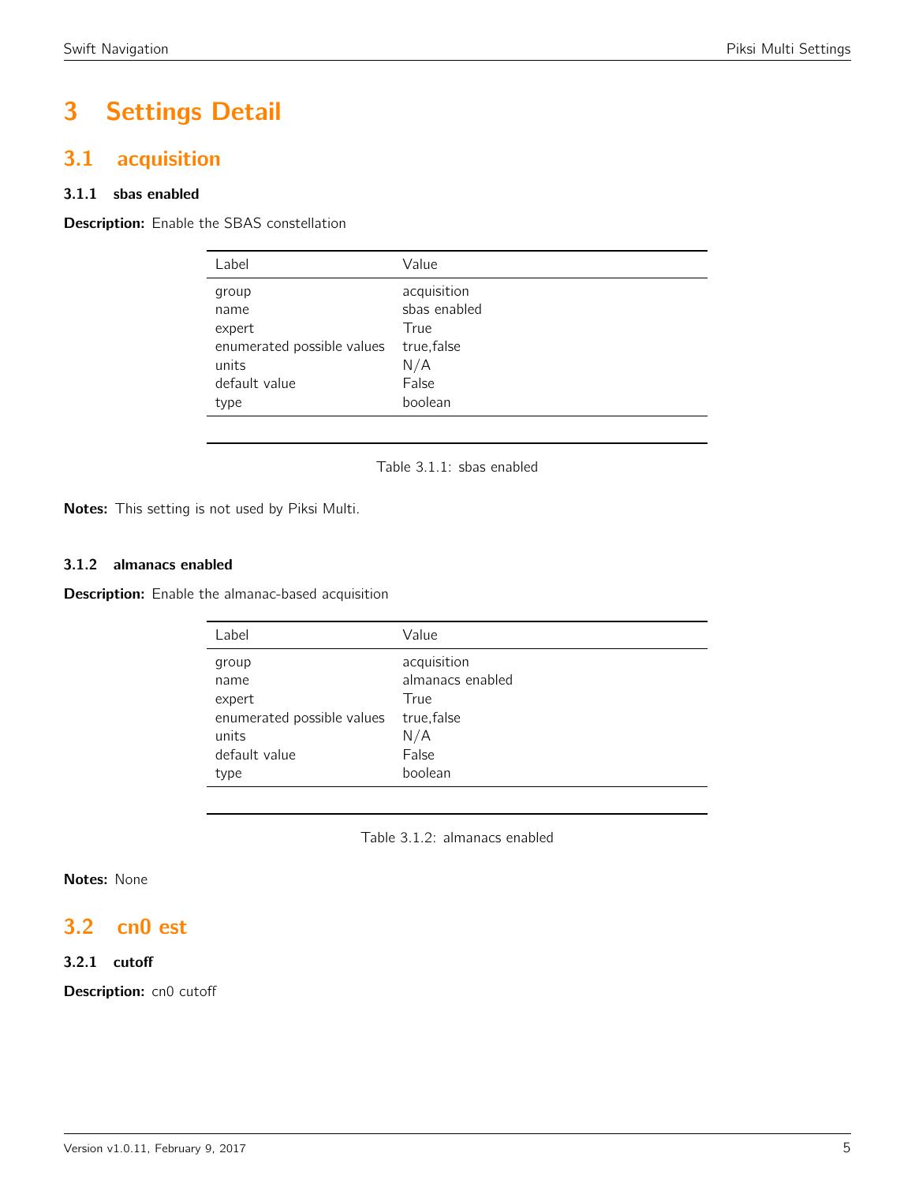# 3 Settings Detail

## 3.1 acquisition

### 3.1.1 sbas enabled

**Description:** Enable the SBAS constellation

| Label | Value |
|---|---|
| group | acquisition |
| name | sbas enabled |
| expert | True |
| enumerated possible values | true,false |
| units | N/A |
| default value | False |
| type | boolean |

Table 3.1.1: sbas enabled

**Notes:** This setting is not used by Piksi Multi.

### 3.1.2 almanacs enabled

**Description:** Enable the almanac-based acquisition

| Label | Value |
|---|---|
| group | acquisition |
| name | almanacs enabled |
| expert | True |
| enumerated possible values | true,false |
| units | N/A |
| default value | False |
| type | boolean |

Table 3.1.2: almanacs enabled

**Notes:** None

## 3.2 cn0 est

### 3.2.1 cutoff

**Description:** cn0 cutoff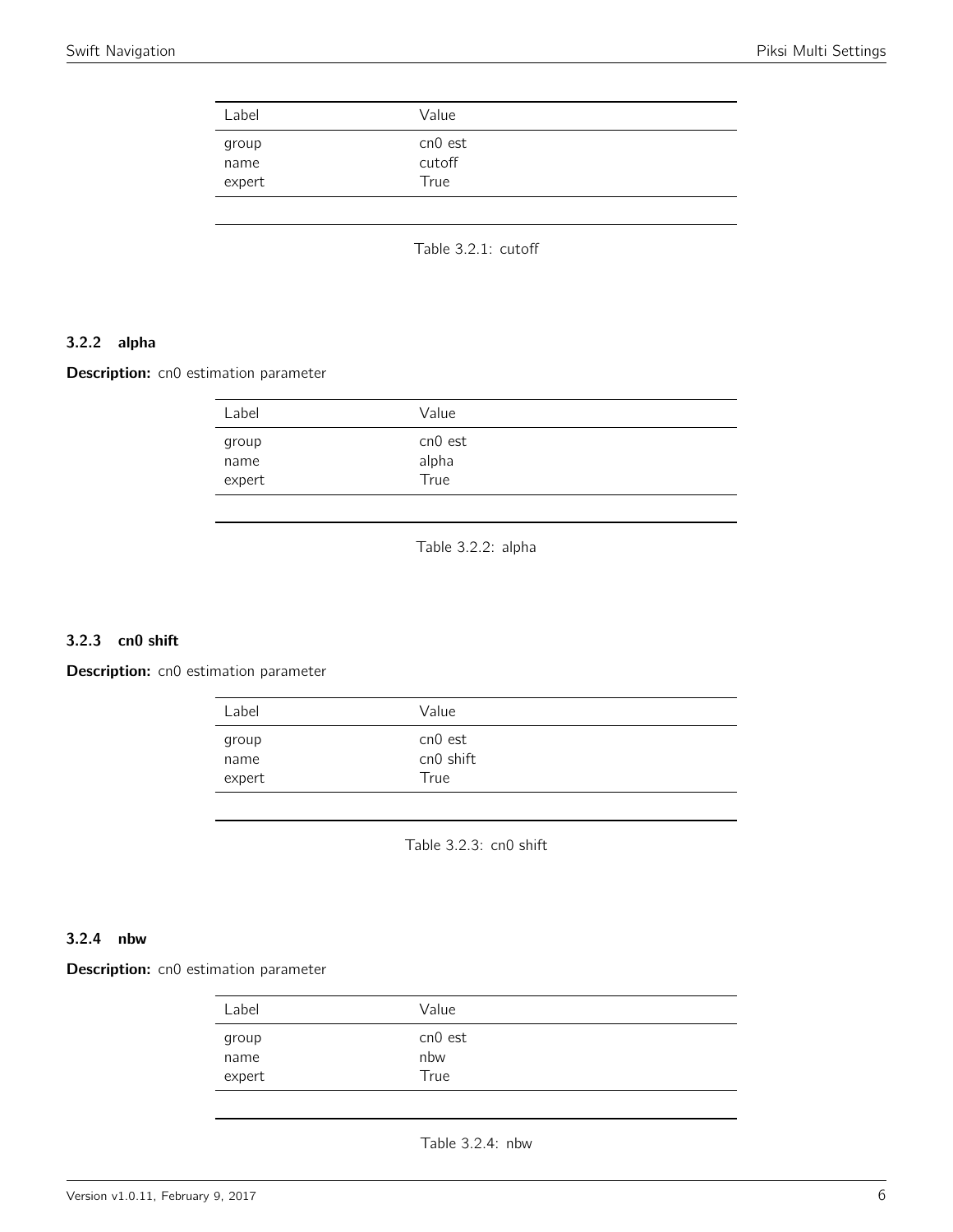| Label | Value |
|---|---|
| group | cn0 est |
| name | cutoff |
| expert | True |

Table 3.2.1: cutoff

### 3.2.2 alpha

**Description:** cn0 estimation parameter

| Label | Value |
|---|---|
| group | cn0 est |
| name | alpha |
| expert | True |

Table 3.2.2: alpha

### 3.2.3 cn0 shift

**Description:** cn0 estimation parameter

| Label | Value |
|---|---|
| group | cn0 est |
| name | cn0 shift |
| expert | True |

Table 3.2.3: cn0 shift

### 3.2.4 nbw

**Description:** cn0 estimation parameter

| Label | Value |
|---|---|
| group | cn0 est |
| name | nbw |
| expert | True |

Table 3.2.4: nbw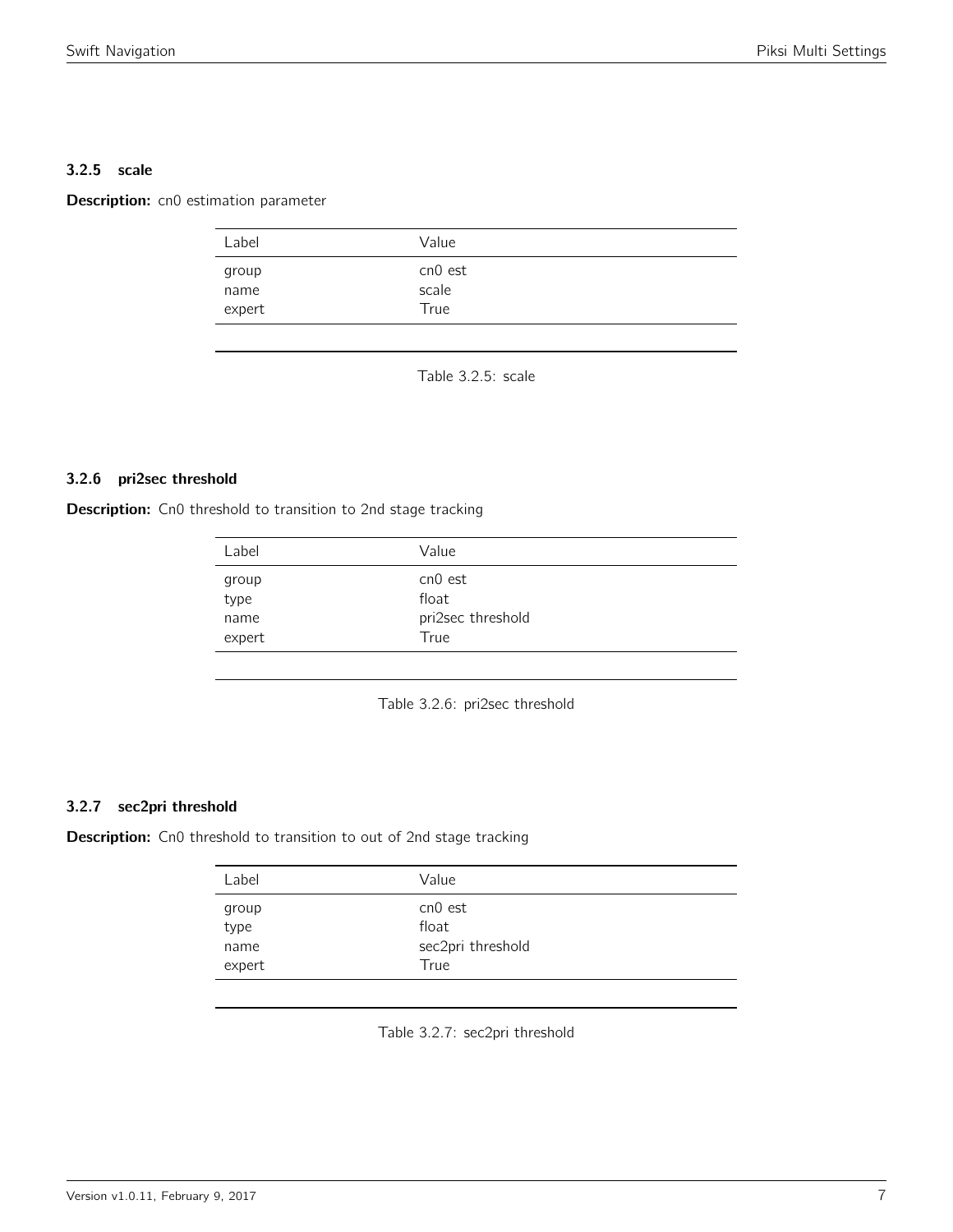### 3.2.5 scale

**Description:** cn0 estimation parameter

| Label | Value |
|---|---|
| group | cn0 est |
| name | scale |
| expert | True |

Table 3.2.5: scale

### 3.2.6 pri2sec threshold

**Description:** Cn0 threshold to transition to 2nd stage tracking

| Label | Value |
|---|---|
| group | cn0 est |
| type | float |
| name | pri2sec threshold |
| expert | True |

Table 3.2.6: pri2sec threshold

### 3.2.7 sec2pri threshold

**Description:** Cn0 threshold to transition to out of 2nd stage tracking

| Label | Value |
|---|---|
| group | cn0 est |
| type | float |
| name | sec2pri threshold |
| expert | True |

Table 3.2.7: sec2pri threshold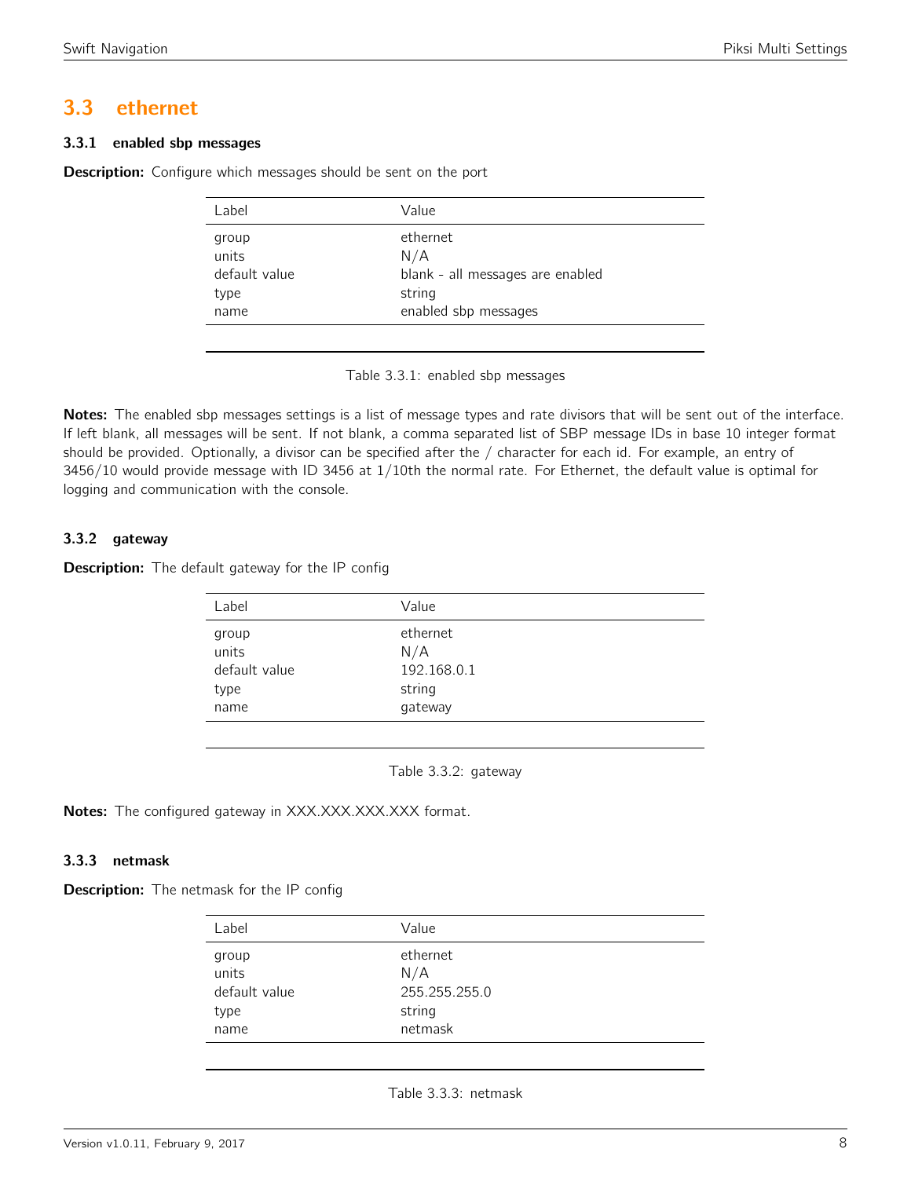## 3.3 ethernet

### 3.3.1 enabled sbp messages

**Description:** Configure which messages should be sent on the port

| Label | Value |
|---|---|
| group | ethernet |
| units | N/A |
| default value | blank - all messages are enabled |
| type | string |
| name | enabled sbp messages |

Table 3.3.1: enabled sbp messages

**Notes:** The enabled sbp messages settings is a list of message types and rate divisors that will be sent out of the interface. If left blank, all messages will be sent. If not blank, a comma separated list of SBP message IDs in base 10 integer format should be provided. Optionally, a divisor can be specified after the / character for each id. For example, an entry of 3456/10 would provide message with ID 3456 at 1/10th the normal rate. For Ethernet, the default value is optimal for logging and communication with the console.

### 3.3.2 gateway

**Description:** The default gateway for the IP config

| Label | Value |
|---|---|
| group | ethernet |
| units | N/A |
| default value | 192.168.0.1 |
| type | string |
| name | gateway |

Table 3.3.2: gateway

**Notes:** The configured gateway in XXX.XXX.XXX.XXX format.

### 3.3.3 netmask

**Description:** The netmask for the IP config

| Label | Value |
|---|---|
| group | ethernet |
| units | N/A |
| default value | 255.255.255.0 |
| type | string |
| name | netmask |

Table 3.3.3: netmask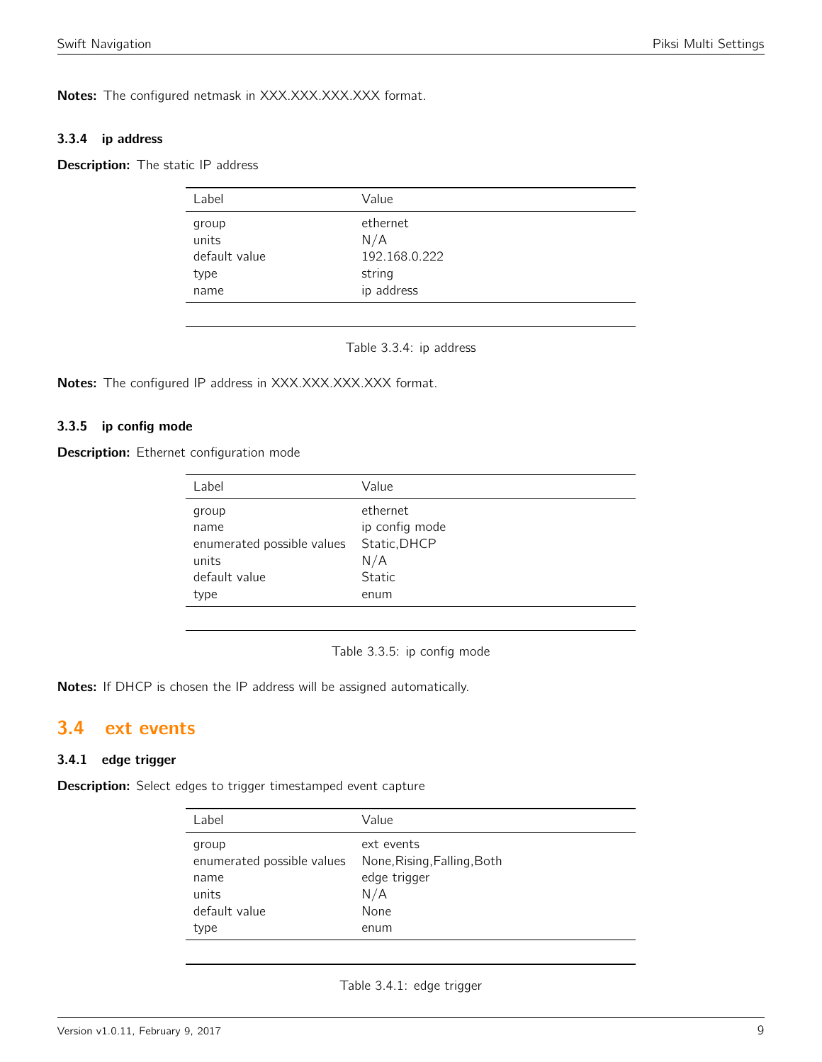**Notes:** The configured netmask in XXX.XXX.XXX.XXX format.

### 3.3.4 ip address

**Description:** The static IP address

| Label | Value |
|---|---|
| group | ethernet |
| units | N/A |
| default value | 192.168.0.222 |
| type | string |
| name | ip address |

Table 3.3.4: ip address

**Notes:** The configured IP address in XXX.XXX.XXX.XXX format.

### 3.3.5 ip config mode

**Description:** Ethernet configuration mode

| Label | Value |
|---|---|
| group | ethernet |
| name | ip config mode |
| enumerated possible values | Static,DHCP |
| units | N/A |
| default value | Static |
| type | enum |

Table 3.3.5: ip config mode

**Notes:** If DHCP is chosen the IP address will be assigned automatically.

## 3.4 ext events

### 3.4.1 edge trigger

**Description:** Select edges to trigger timestamped event capture

| Label | Value |
|---|---|
| group | ext events |
| enumerated possible values | None,Rising,Falling,Both |
| name | edge trigger |
| units | N/A |
| default value | None |
| type | enum |

Table 3.4.1: edge trigger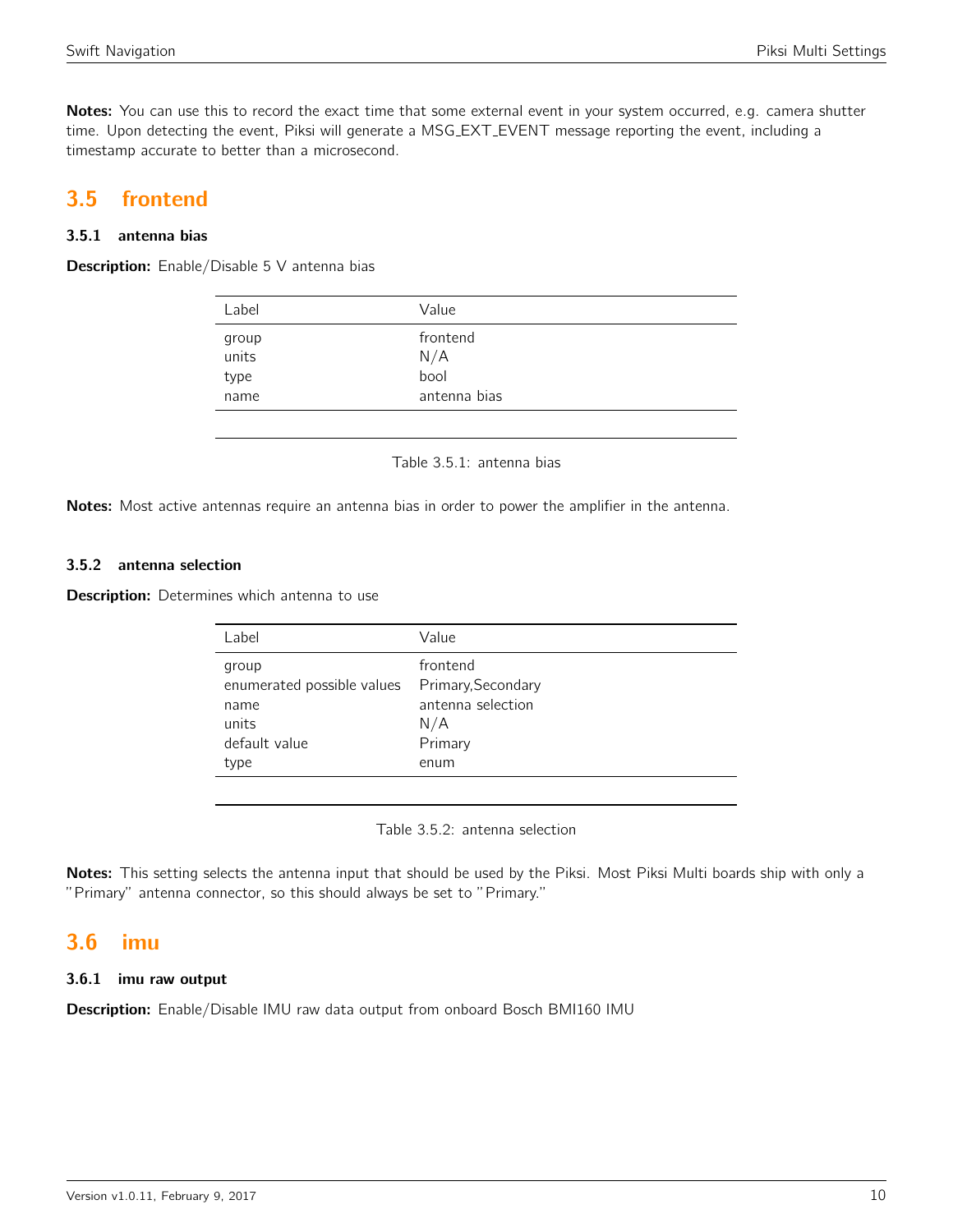**Notes:** You can use this to record the exact time that some external event in your system occurred, e.g. camera shutter time. Upon detecting the event, Piksi will generate a MSG_EXT_EVENT message reporting the event, including a timestamp accurate to better than a microsecond.

## 3.5 frontend

### 3.5.1 antenna bias

**Description:** Enable/Disable 5 V antenna bias

| Label | Value |
|---|---|
| group | frontend |
| units | N/A |
| type | bool |
| name | antenna bias |

Table 3.5.1: antenna bias

**Notes:** Most active antennas require an antenna bias in order to power the amplifier in the antenna.

### 3.5.2 antenna selection

**Description:** Determines which antenna to use

| Label | Value |
|---|---|
| group | frontend |
| enumerated possible values | Primary,Secondary |
| name | antenna selection |
| units | N/A |
| default value | Primary |
| type | enum |

Table 3.5.2: antenna selection

**Notes:** This setting selects the antenna input that should be used by the Piksi. Most Piksi Multi boards ship with only a "Primary" antenna connector, so this should always be set to "Primary."

## 3.6 imu

### 3.6.1 imu raw output

**Description:** Enable/Disable IMU raw data output from onboard Bosch BMI160 IMU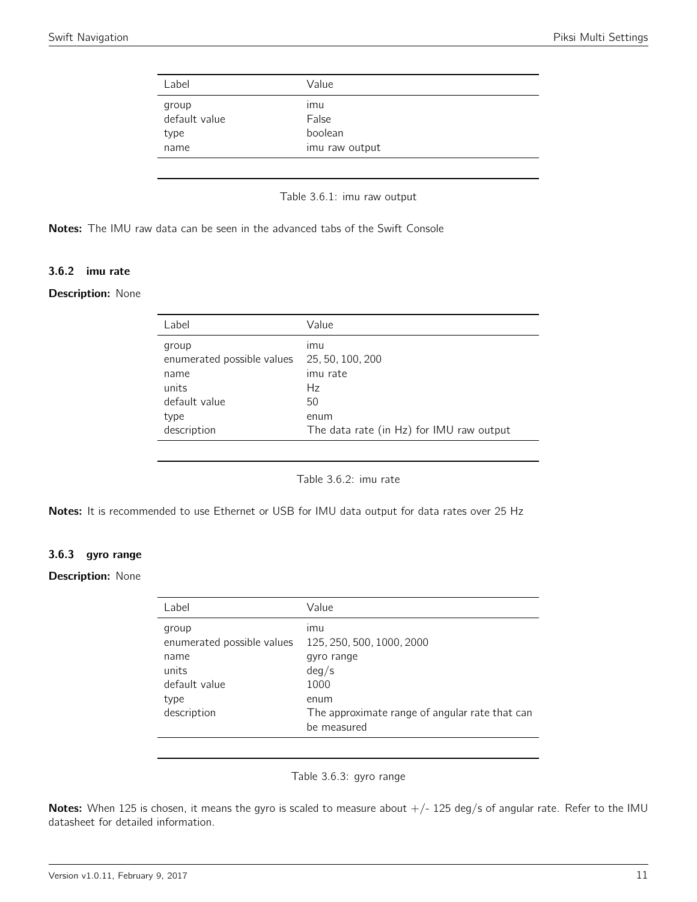| Label | Value |
|---|---|
| group | imu |
| default value | False |
| type | boolean |
| name | imu raw output |

Table 3.6.1: imu raw output

**Notes:** The IMU raw data can be seen in the advanced tabs of the Swift Console

### 3.6.2 imu rate

**Description:** None

| Label | Value |
|---|---|
| group | imu |
| enumerated possible values | 25, 50, 100, 200 |
| name | imu rate |
| units | Hz |
| default value | 50 |
| type | enum |
| description | The data rate (in Hz) for IMU raw output |

Table 3.6.2: imu rate

**Notes:** It is recommended to use Ethernet or USB for IMU data output for data rates over 25 Hz

### 3.6.3 gyro range

**Description:** None

| Label | Value |
|---|---|
| group | imu |
| enumerated possible values | 125, 250, 500, 1000, 2000 |
| name | gyro range |
| units | deg/s |
| default value | 1000 |
| type | enum |
| description | The approximate range of angular rate that can be measured |

Table 3.6.3: gyro range

**Notes:** When 125 is chosen, it means the gyro is scaled to measure about +/- 125 deg/s of angular rate. Refer to the IMU datasheet for detailed information.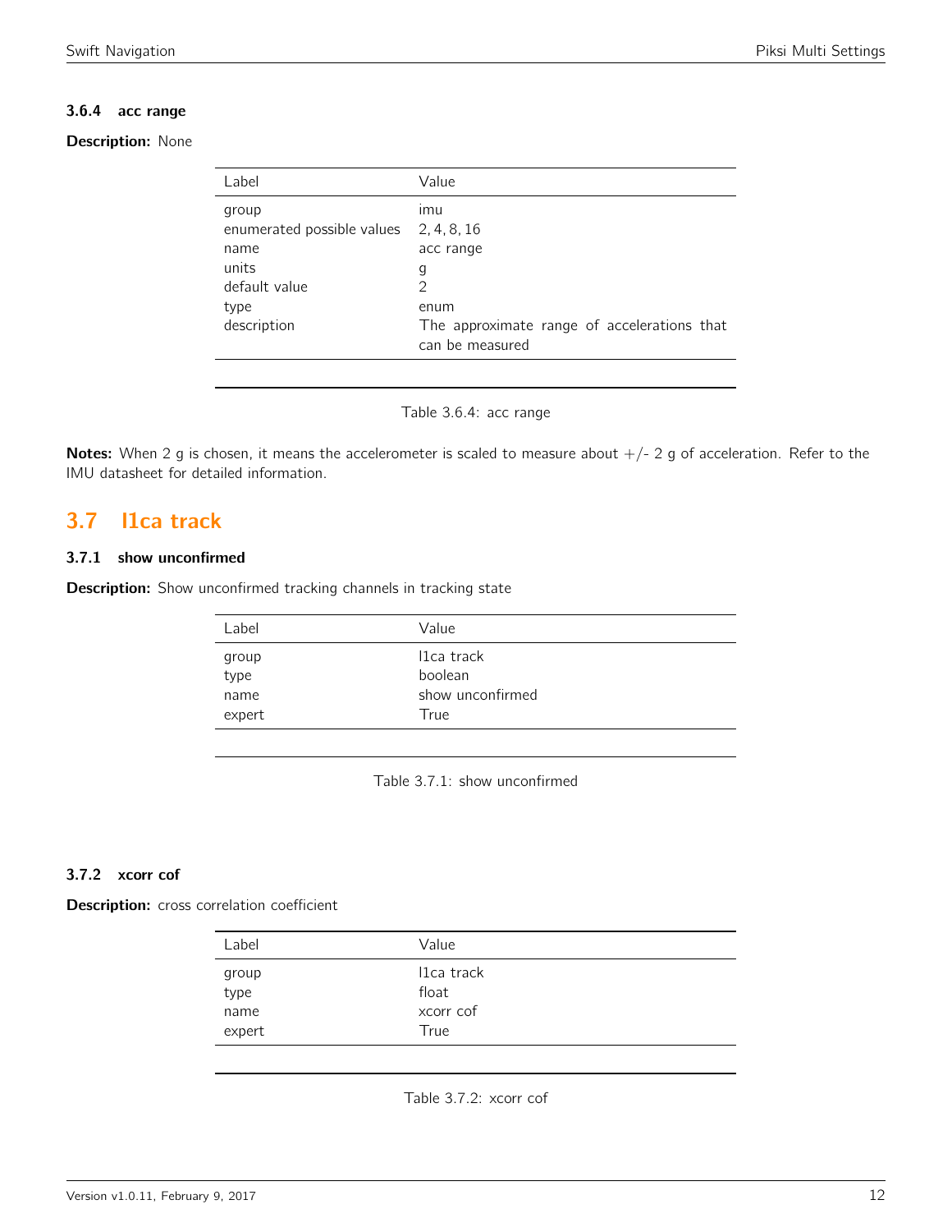### 3.6.4 acc range

**Description:** None

| Label | Value |
|---|---|
| group | imu |
| enumerated possible values | 2, 4, 8, 16 |
| name | acc range |
| units | g |
| default value | 2 |
| type | enum |
| description | The approximate range of accelerations that can be measured |

Table 3.6.4: acc range

**Notes:** When 2 g is chosen, it means the accelerometer is scaled to measure about +/- 2 g of acceleration. Refer to the IMU datasheet for detailed information.

## 3.7 l1ca track

### 3.7.1 show unconfirmed

**Description:** Show unconfirmed tracking channels in tracking state

| Label | Value |
|---|---|
| group | l1ca track |
| type | boolean |
| name | show unconfirmed |
| expert | True |

Table 3.7.1: show unconfirmed

### 3.7.2 xcorr cof

**Description:** cross correlation coefficient

| Label | Value |
|---|---|
| group | l1ca track |
| type | float |
| name | xcorr cof |
| expert | True |

Table 3.7.2: xcorr cof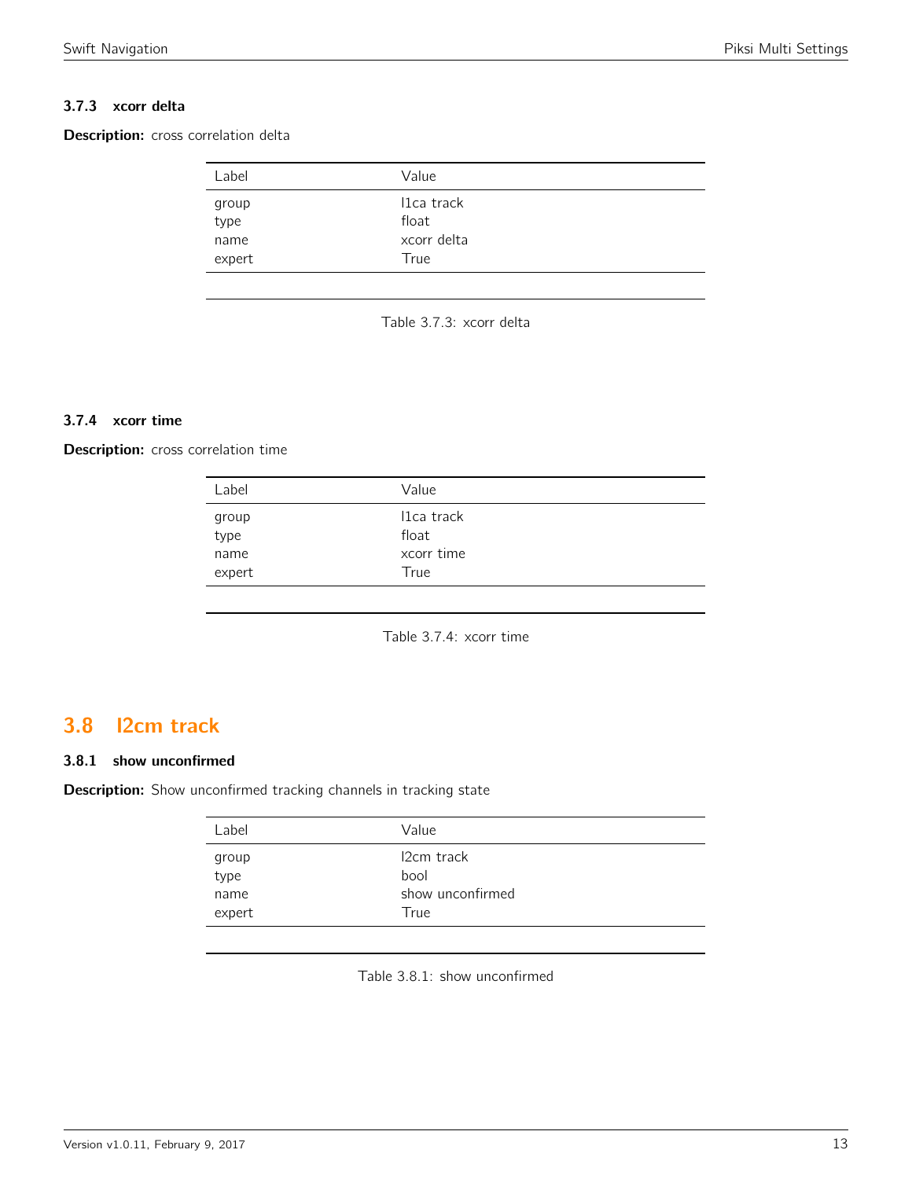### 3.7.3 xcorr delta

**Description:** cross correlation delta

| Label | Value |
| --- | --- |
| group | l1ca track |
| type | float |
| name | xcorr delta |
| expert | True |

Table 3.7.3: xcorr delta

### 3.7.4 xcorr time

**Description:** cross correlation time

| Label | Value |
| --- | --- |
| group | l1ca track |
| type | float |
| name | xcorr time |
| expert | True |

Table 3.7.4: xcorr time

## 3.8 l2cm track

### 3.8.1 show unconfirmed

**Description:** Show unconfirmed tracking channels in tracking state

| Label | Value |
| --- | --- |
| group | l2cm track |
| type | bool |
| name | show unconfirmed |
| expert | True |

Table 3.8.1: show unconfirmed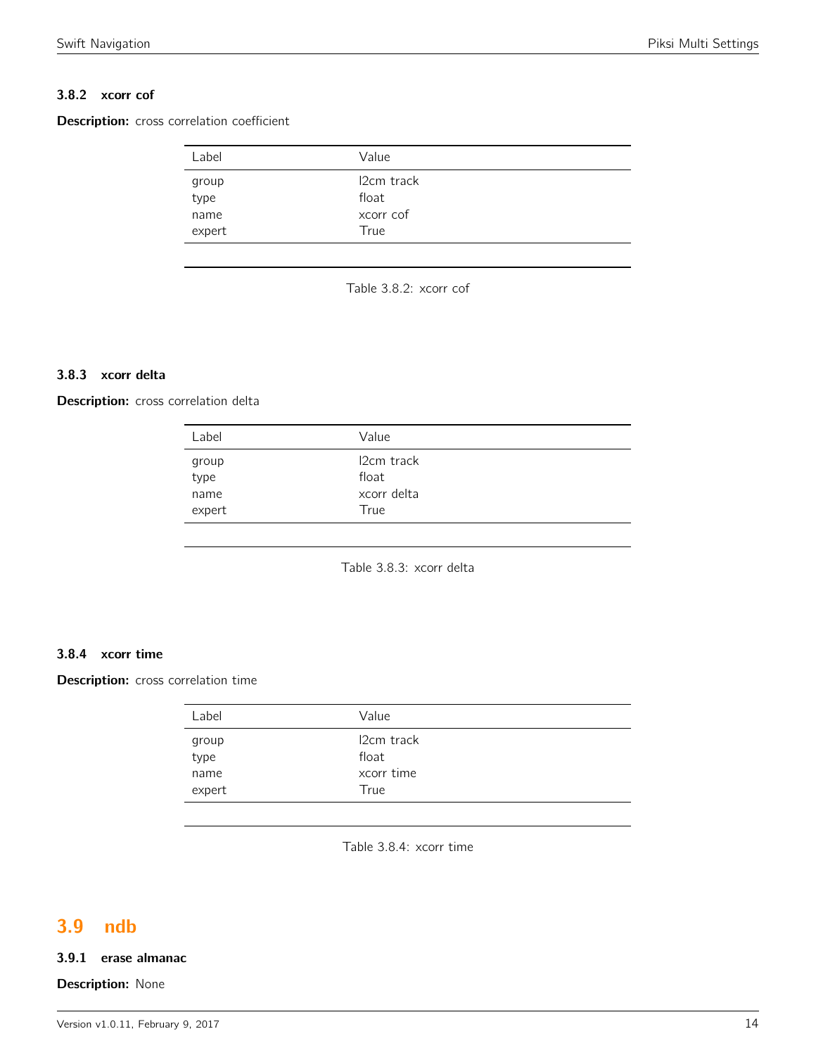### 3.8.2 xcorr cof

**Description:** cross correlation coefficient

| Label | Value |
|---|---|
| group | l2cm track |
| type | float |
| name | xcorr cof |
| expert | True |

Table 3.8.2: xcorr cof

### 3.8.3 xcorr delta

**Description:** cross correlation delta

| Label | Value |
|---|---|
| group | l2cm track |
| type | float |
| name | xcorr delta |
| expert | True |

Table 3.8.3: xcorr delta

### 3.8.4 xcorr time

**Description:** cross correlation time

| Label | Value |
|---|---|
| group | l2cm track |
| type | float |
| name | xcorr time |
| expert | True |

Table 3.8.4: xcorr time

## 3.9 ndb

### 3.9.1 erase almanac

**Description:** None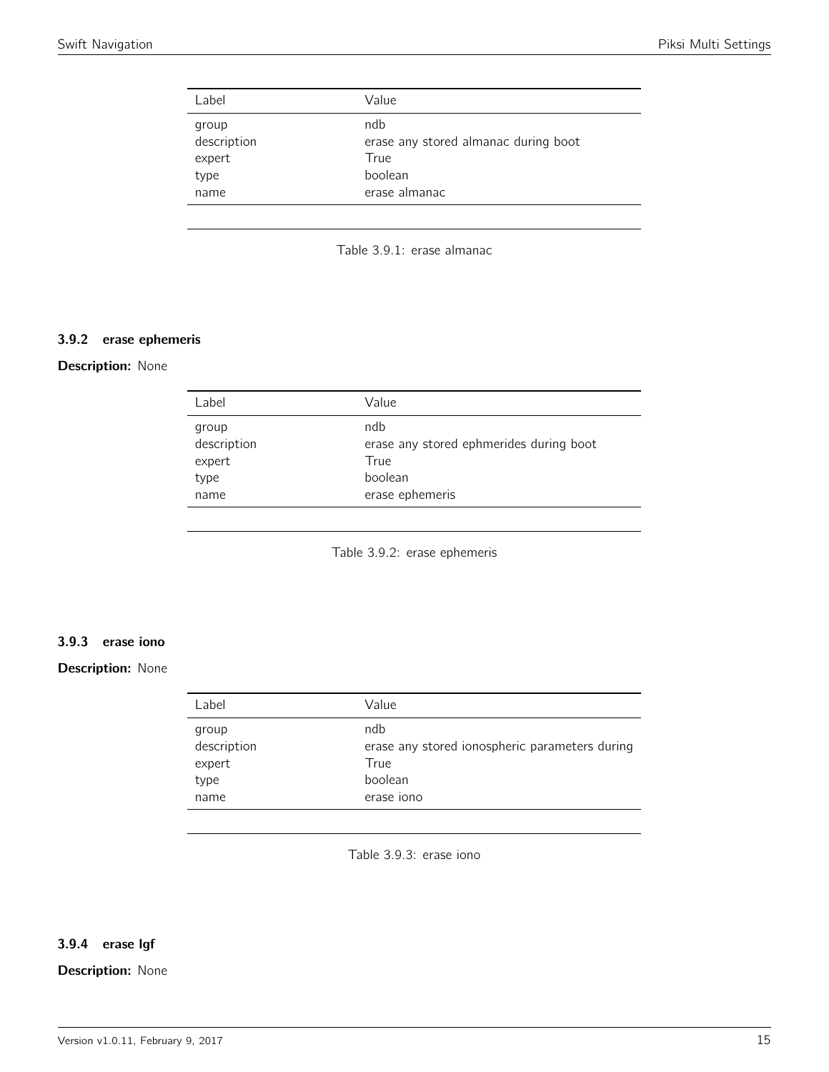| Label | Value |
| --- | --- |
| group | ndb |
| description | erase any stored almanac during boot |
| expert | True |
| type | boolean |
| name | erase almanac |

Table 3.9.1: erase almanac

### 3.9.2 erase ephemeris

**Description:** None

| Label | Value |
| --- | --- |
| group | ndb |
| description | erase any stored ephmerides during boot |
| expert | True |
| type | boolean |
| name | erase ephemeris |

Table 3.9.2: erase ephemeris

### 3.9.3 erase iono

**Description:** None

| Label | Value |
| --- | --- |
| group | ndb |
| description | erase any stored ionospheric parameters during |
| expert | True |
| type | boolean |
| name | erase iono |

Table 3.9.3: erase iono

### 3.9.4 erase lgf

**Description:** None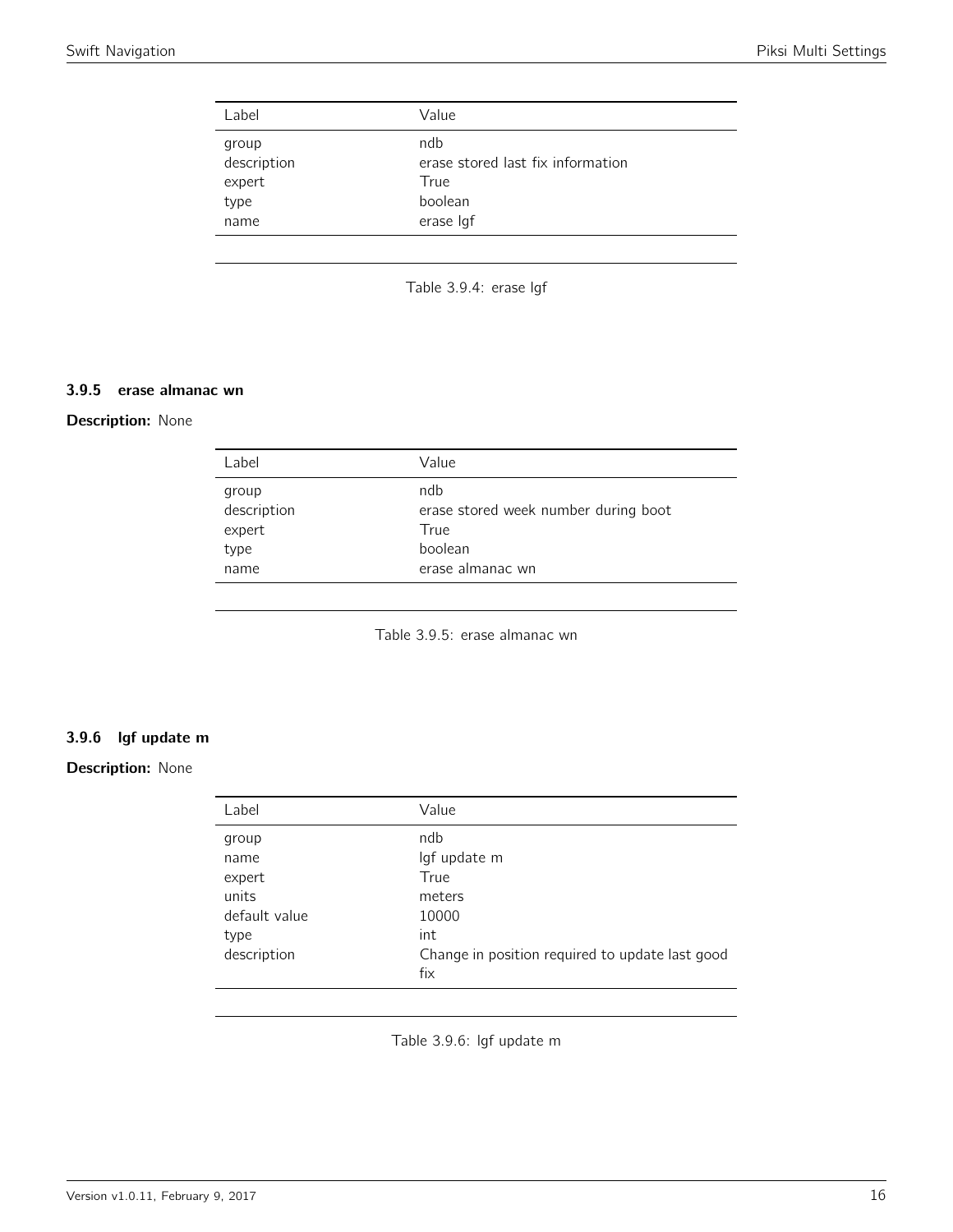| Label | Value |
|---|---|
| group | ndb |
| description | erase stored last fix information |
| expert | True |
| type | boolean |
| name | erase lgf |

Table 3.9.4: erase lgf

### 3.9.5 erase almanac wn

**Description:** None

| Label | Value |
|---|---|
| group | ndb |
| description | erase stored week number during boot |
| expert | True |
| type | boolean |
| name | erase almanac wn |

Table 3.9.5: erase almanac wn

### 3.9.6 lgf update m

**Description:** None

| Label | Value |
|---|---|
| group | ndb |
| name | lgf update m |
| expert | True |
| units | meters |
| default value | 10000 |
| type | int |
| description | Change in position required to update last good fix |

Table 3.9.6: lgf update m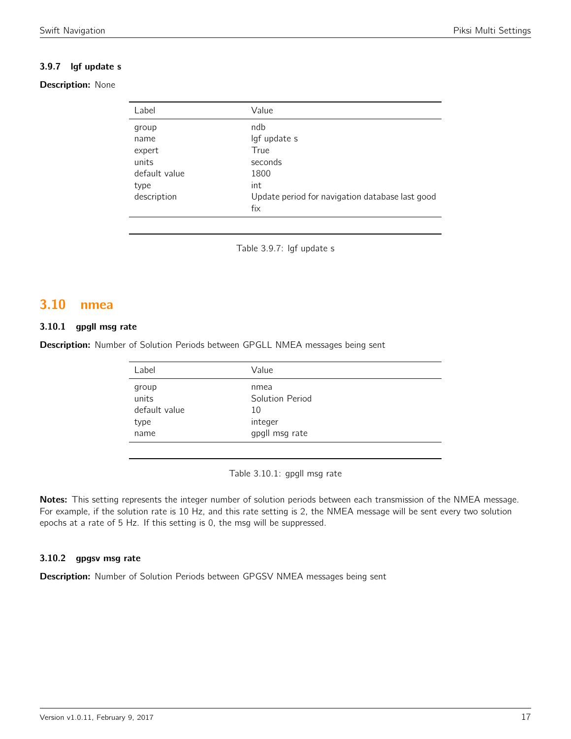### 3.9.7 lgf update s

**Description:** None

| Label | Value |
|---|---|
| group | ndb |
| name | lgf update s |
| expert | True |
| units | seconds |
| default value | 1800 |
| type | int |
| description | Update period for navigation database last good fix |

Table 3.9.7: lgf update s

## 3.10 nmea

### 3.10.1 gpgll msg rate

**Description:** Number of Solution Periods between GPGLL NMEA messages being sent

| Label | Value |
|---|---|
| group | nmea |
| units | Solution Period |
| default value | 10 |
| type | integer |
| name | gpgll msg rate |

Table 3.10.1: gpgll msg rate

**Notes:** This setting represents the integer number of solution periods between each transmission of the NMEA message. For example, if the solution rate is 10 Hz, and this rate setting is 2, the NMEA message will be sent every two solution epochs at a rate of 5 Hz. If this setting is 0, the msg will be suppressed.

### 3.10.2 gpgsv msg rate

**Description:** Number of Solution Periods between GPGSV NMEA messages being sent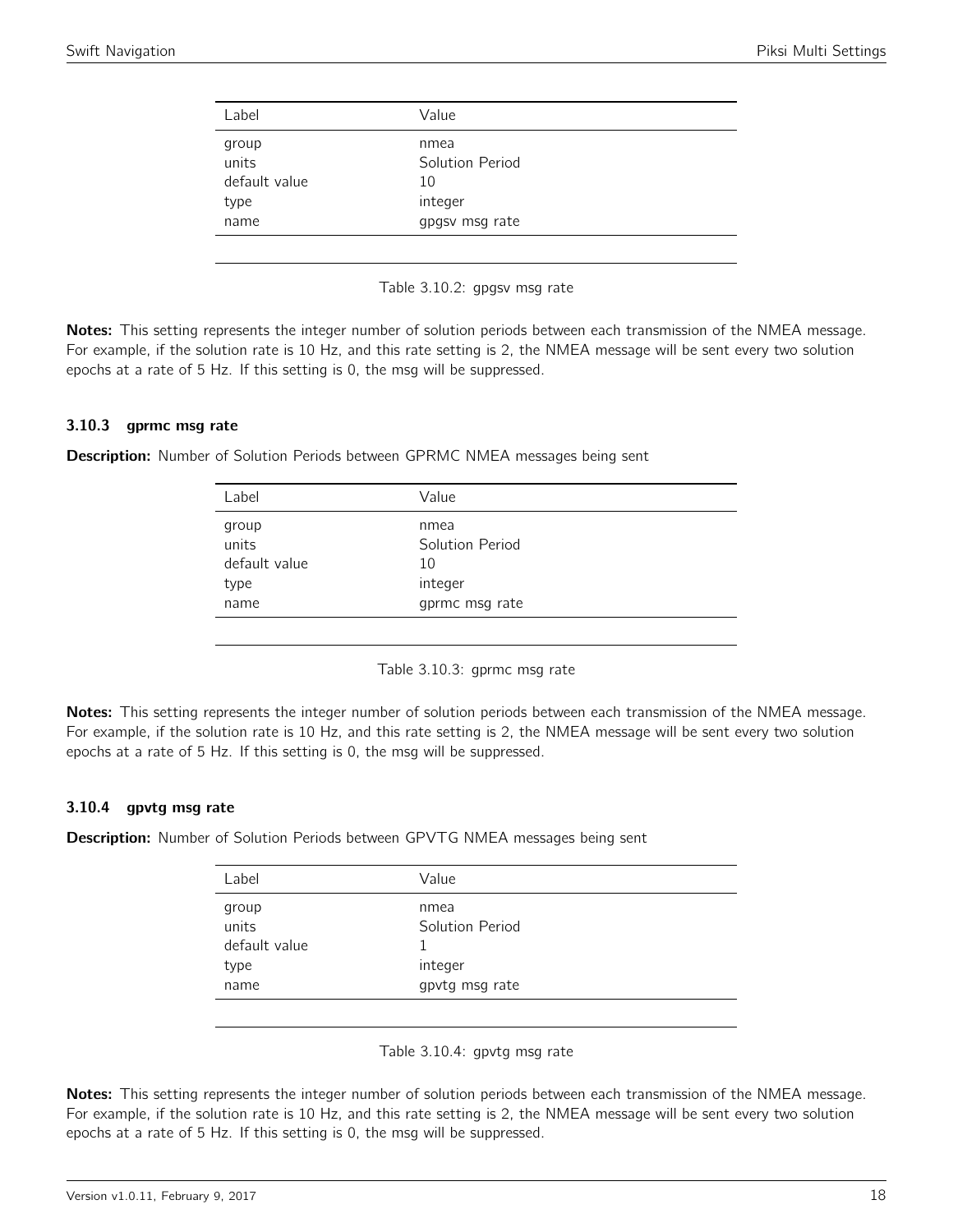| Label | Value |
|---|---|
| group | nmea |
| units | Solution Period |
| default value | 10 |
| type | integer |
| name | gpgsv msg rate |

Table 3.10.2: gpgsv msg rate

**Notes:** This setting represents the integer number of solution periods between each transmission of the NMEA message. For example, if the solution rate is 10 Hz, and this rate setting is 2, the NMEA message will be sent every two solution epochs at a rate of 5 Hz. If this setting is 0, the msg will be suppressed.

### 3.10.3 gprmc msg rate

**Description:** Number of Solution Periods between GPRMC NMEA messages being sent

| Label | Value |
|---|---|
| group | nmea |
| units | Solution Period |
| default value | 10 |
| type | integer |
| name | gprmc msg rate |

Table 3.10.3: gprmc msg rate

**Notes:** This setting represents the integer number of solution periods between each transmission of the NMEA message. For example, if the solution rate is 10 Hz, and this rate setting is 2, the NMEA message will be sent every two solution epochs at a rate of 5 Hz. If this setting is 0, the msg will be suppressed.

### 3.10.4 gpvtg msg rate

**Description:** Number of Solution Periods between GPVTG NMEA messages being sent

| Label | Value |
|---|---|
| group | nmea |
| units | Solution Period |
| default value | 1 |
| type | integer |
| name | gpvtg msg rate |

Table 3.10.4: gpvtg msg rate

**Notes:** This setting represents the integer number of solution periods between each transmission of the NMEA message. For example, if the solution rate is 10 Hz, and this rate setting is 2, the NMEA message will be sent every two solution epochs at a rate of 5 Hz. If this setting is 0, the msg will be suppressed.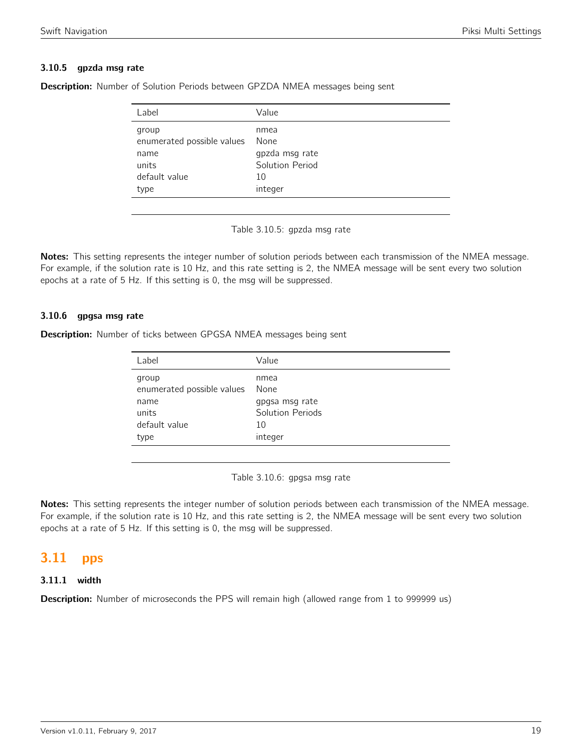### 3.10.5 gpzda msg rate

**Description:** Number of Solution Periods between GPZDA NMEA messages being sent

| Label | Value |
|---|---|
| group | nmea |
| enumerated possible values | None |
| name | gpzda msg rate |
| units | Solution Period |
| default value | 10 |
| type | integer |

Table 3.10.5: gpzda msg rate

**Notes:** This setting represents the integer number of solution periods between each transmission of the NMEA message. For example, if the solution rate is 10 Hz, and this rate setting is 2, the NMEA message will be sent every two solution epochs at a rate of 5 Hz. If this setting is 0, the msg will be suppressed.

### 3.10.6 gpgsa msg rate

**Description:** Number of ticks between GPGSA NMEA messages being sent

| Label | Value |
|---|---|
| group | nmea |
| enumerated possible values | None |
| name | gpgsa msg rate |
| units | Solution Periods |
| default value | 10 |
| type | integer |

Table 3.10.6: gpgsa msg rate

**Notes:** This setting represents the integer number of solution periods between each transmission of the NMEA message. For example, if the solution rate is 10 Hz, and this rate setting is 2, the NMEA message will be sent every two solution epochs at a rate of 5 Hz. If this setting is 0, the msg will be suppressed.

## 3.11 pps

### 3.11.1 width

**Description:** Number of microseconds the PPS will remain high (allowed range from 1 to 999999 us)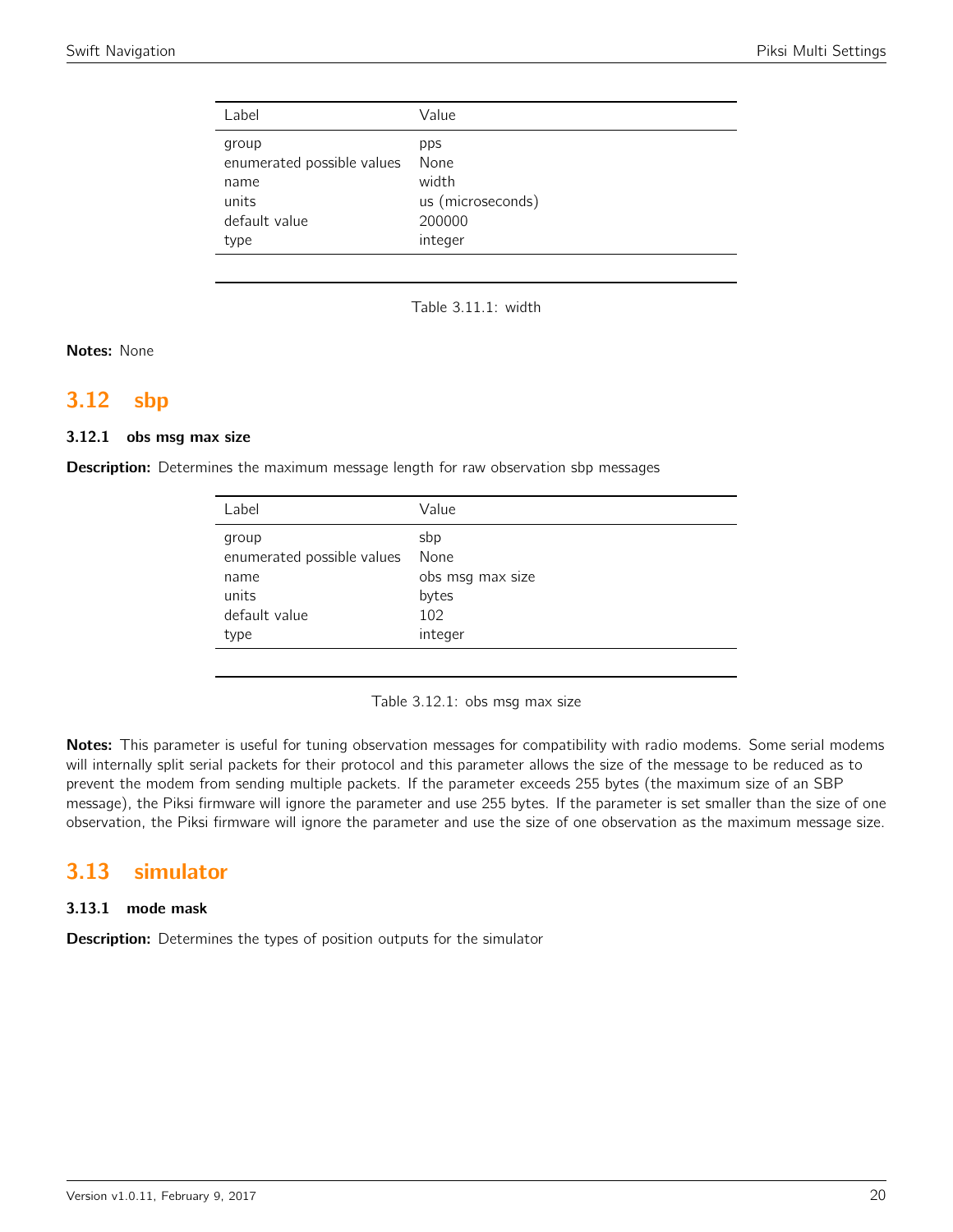| Label | Value |
|---|---|
| group | pps |
| enumerated possible values | None |
| name | width |
| units | us (microseconds) |
| default value | 200000 |
| type | integer |

Table 3.11.1: width

**Notes:** None

## 3.12 sbp

### 3.12.1 obs msg max size

**Description:** Determines the maximum message length for raw observation sbp messages

| Label | Value |
|---|---|
| group | sbp |
| enumerated possible values | None |
| name | obs msg max size |
| units | bytes |
| default value | 102 |
| type | integer |

Table 3.12.1: obs msg max size

**Notes:** This parameter is useful for tuning observation messages for compatibility with radio modems. Some serial modems will internally split serial packets for their protocol and this parameter allows the size of the message to be reduced as to prevent the modem from sending multiple packets. If the parameter exceeds 255 bytes (the maximum size of an SBP message), the Piksi firmware will ignore the parameter and use 255 bytes. If the parameter is set smaller than the size of one observation, the Piksi firmware will ignore the parameter and use the size of one observation as the maximum message size.

## 3.13 simulator

### 3.13.1 mode mask

**Description:** Determines the types of position outputs for the simulator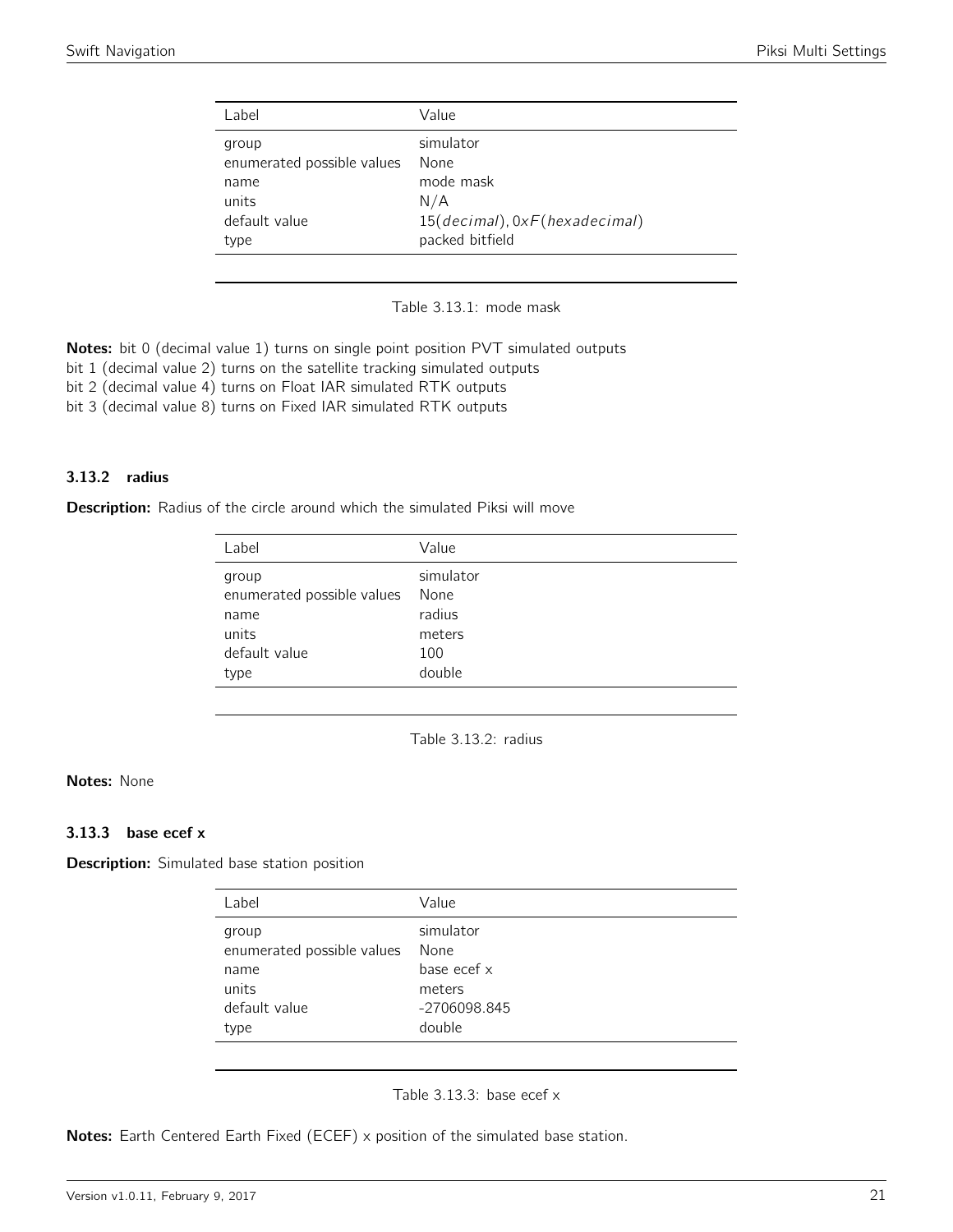| Label | Value |
|---|---|
| group | simulator |
| enumerated possible values | None |
| name | mode mask |
| units | N/A |
| default value | $15(decimal), 0xF(hexadecimal)$ |
| type | packed bitfield |

Table 3.13.1: mode mask

**Notes:** bit 0 (decimal value 1) turns on single point position PVT simulated outputs
bit 1 (decimal value 2) turns on the satellite tracking simulated outputs
bit 2 (decimal value 4) turns on Float IAR simulated RTK outputs
bit 3 (decimal value 8) turns on Fixed IAR simulated RTK outputs

### 3.13.2 radius

**Description:** Radius of the circle around which the simulated Piksi will move

| Label | Value |
|---|---|
| group | simulator |
| enumerated possible values | None |
| name | radius |
| units | meters |
| default value | 100 |
| type | double |

Table 3.13.2: radius

**Notes:** None

### 3.13.3 base ecef x

**Description:** Simulated base station position

| Label | Value |
|---|---|
| group | simulator |
| enumerated possible values | None |
| name | base ecef x |
| units | meters |
| default value | -2706098.845 |
| type | double |

Table 3.13.3: base ecef x

**Notes:** Earth Centered Earth Fixed (ECEF) x position of the simulated base station.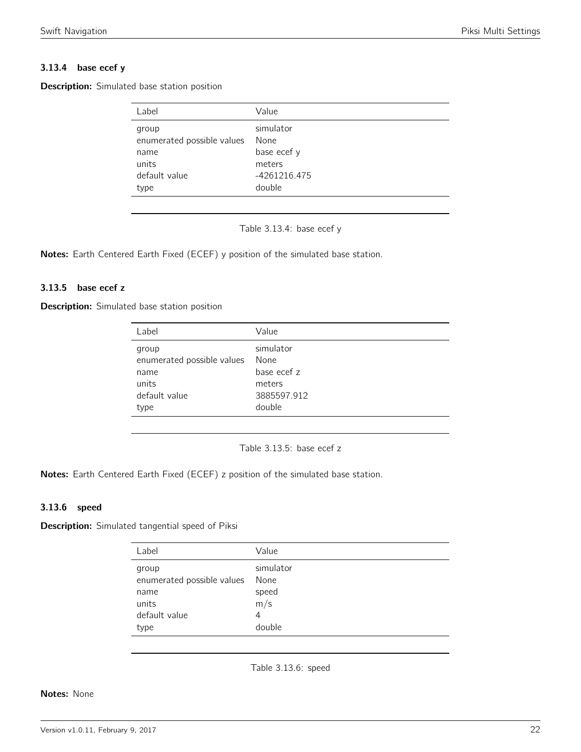### 3.13.4 base ecef y

**Description:** Simulated base station position

| Label | Value |
|---|---|
| group | simulator |
| enumerated possible values | None |
| name | base ecef y |
| units | meters |
| default value | -4261216.475 |
| type | double |

Table 3.13.4: base ecef y

**Notes:** Earth Centered Earth Fixed (ECEF) y position of the simulated base station.

### 3.13.5 base ecef z

**Description:** Simulated base station position

| Label | Value |
|---|---|
| group | simulator |
| enumerated possible values | None |
| name | base ecef z |
| units | meters |
| default value | 3885597.912 |
| type | double |

Table 3.13.5: base ecef z

**Notes:** Earth Centered Earth Fixed (ECEF) z position of the simulated base station.

### 3.13.6 speed

**Description:** Simulated tangential speed of Piksi

| Label | Value |
|---|---|
| group | simulator |
| enumerated possible values | None |
| name | speed |
| units | m/s |
| default value | 4 |
| type | double |

Table 3.13.6: speed

**Notes:** None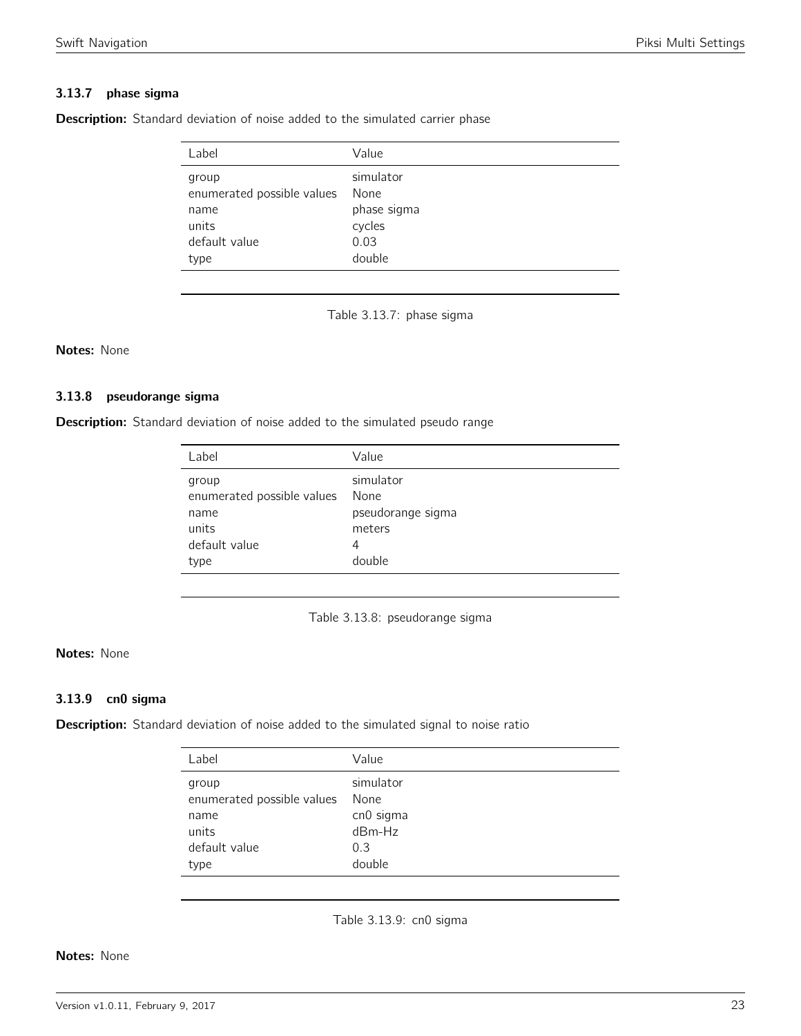### 3.13.7 phase sigma

**Description:** Standard deviation of noise added to the simulated carrier phase

| Label | Value |
|---|---|
| group | simulator |
| enumerated possible values | None |
| name | phase sigma |
| units | cycles |
| default value | 0.03 |
| type | double |

Table 3.13.7: phase sigma

**Notes:** None

### 3.13.8 pseudorange sigma

**Description:** Standard deviation of noise added to the simulated pseudo range

| Label | Value |
|---|---|
| group | simulator |
| enumerated possible values | None |
| name | pseudorange sigma |
| units | meters |
| default value | 4 |
| type | double |

Table 3.13.8: pseudorange sigma

**Notes:** None

### 3.13.9 cn0 sigma

**Description:** Standard deviation of noise added to the simulated signal to noise ratio

| Label | Value |
|---|---|
| group | simulator |
| enumerated possible values | None |
| name | cn0 sigma |
| units | dBm-Hz |
| default value | 0.3 |
| type | double |

Table 3.13.9: cn0 sigma

**Notes:** None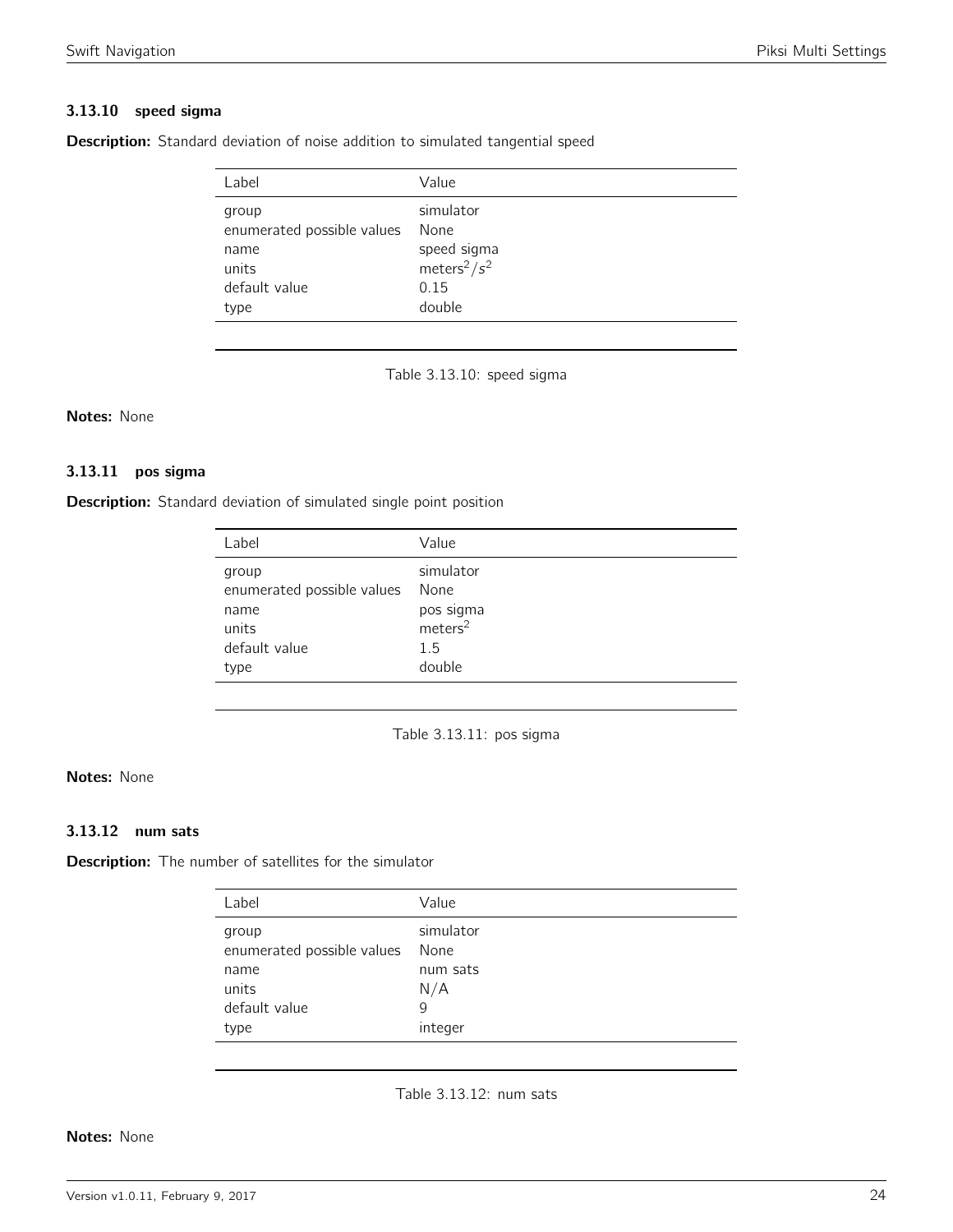### 3.13.10 speed sigma

**Description:** Standard deviation of noise addition to simulated tangential speed

| Label | Value |
|---|---|
| group | simulator |
| enumerated possible values | None |
| name | speed sigma |
| units | $meters^2/s^2$ |
| default value | 0.15 |
| type | double |

Table 3.13.10: speed sigma

**Notes:** None

### 3.13.11 pos sigma

**Description:** Standard deviation of simulated single point position

| Label | Value |
|---|---|
| group | simulator |
| enumerated possible values | None |
| name | pos sigma |
| units | $meters^2$ |
| default value | 1.5 |
| type | double |

Table 3.13.11: pos sigma

**Notes:** None

### 3.13.12 num sats

**Description:** The number of satellites for the simulator

| Label | Value |
|---|---|
| group | simulator |
| enumerated possible values | None |
| name | num sats |
| units | N/A |
| default value | 9 |
| type | integer |

Table 3.13.12: num sats

**Notes:** None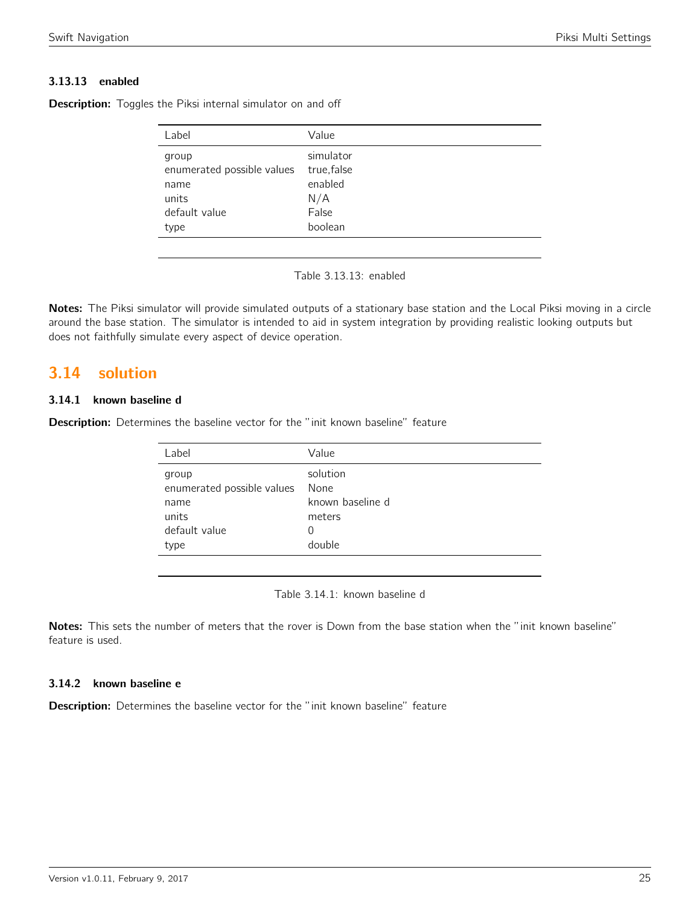#### 3.13.13 enabled

**Description:** Toggles the Piksi internal simulator on and off

| Label | Value |
|---|---|
| group | simulator |
| enumerated possible values | true,false |
| name | enabled |
| units | N/A |
| default value | False |
| type | boolean |

Table 3.13.13: enabled

**Notes:** The Piksi simulator will provide simulated outputs of a stationary base station and the Local Piksi moving in a circle around the base station. The simulator is intended to aid in system integration by providing realistic looking outputs but does not faithfully simulate every aspect of device operation.

## 3.14 solution

#### 3.14.1 known baseline d

**Description:** Determines the baseline vector for the "init known baseline" feature

| Label | Value |
|---|---|
| group | solution |
| enumerated possible values | None |
| name | known baseline d |
| units | meters |
| default value | 0 |
| type | double |

Table 3.14.1: known baseline d

**Notes:** This sets the number of meters that the rover is Down from the base station when the "init known baseline" feature is used.

#### 3.14.2 known baseline e

**Description:** Determines the baseline vector for the "init known baseline" feature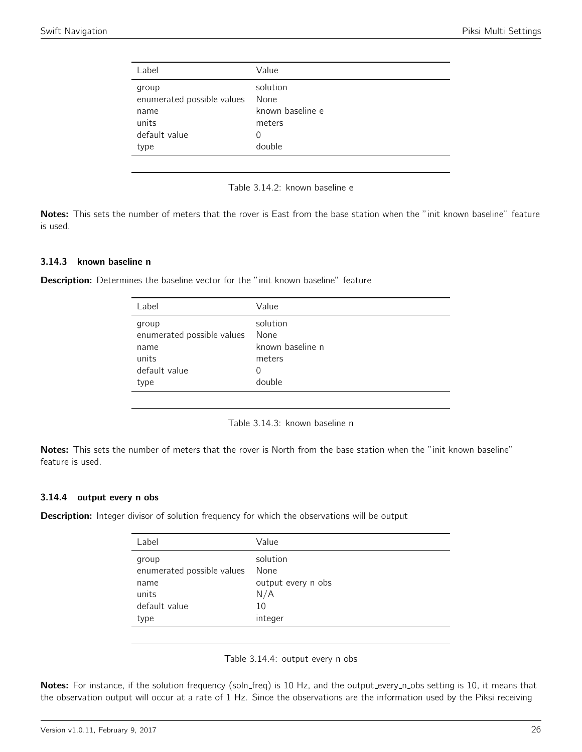| Label | Value |
|---|---|
| group | solution |
| enumerated possible values | None |
| name | known baseline e |
| units | meters |
| default value | 0 |
| type | double |

Table 3.14.2: known baseline e

**Notes:** This sets the number of meters that the rover is East from the base station when the "init known baseline" feature is used.

### 3.14.3 known baseline n

**Description:** Determines the baseline vector for the "init known baseline" feature

| Label | Value |
|---|---|
| group | solution |
| enumerated possible values | None |
| name | known baseline n |
| units | meters |
| default value | 0 |
| type | double |

Table 3.14.3: known baseline n

**Notes:** This sets the number of meters that the rover is North from the base station when the "init known baseline" feature is used.

### 3.14.4 output every n obs

**Description:** Integer divisor of solution frequency for which the observations will be output

| Label | Value |
|---|---|
| group | solution |
| enumerated possible values | None |
| name | output every n obs |
| units | N/A |
| default value | 10 |
| type | integer |

Table 3.14.4: output every n obs

**Notes:** For instance, if the solution frequency (soln_freq) is 10 Hz, and the output_every_n_obs setting is 10, it means that the observation output will occur at a rate of 1 Hz. Since the observations are the information used by the Piksi receiving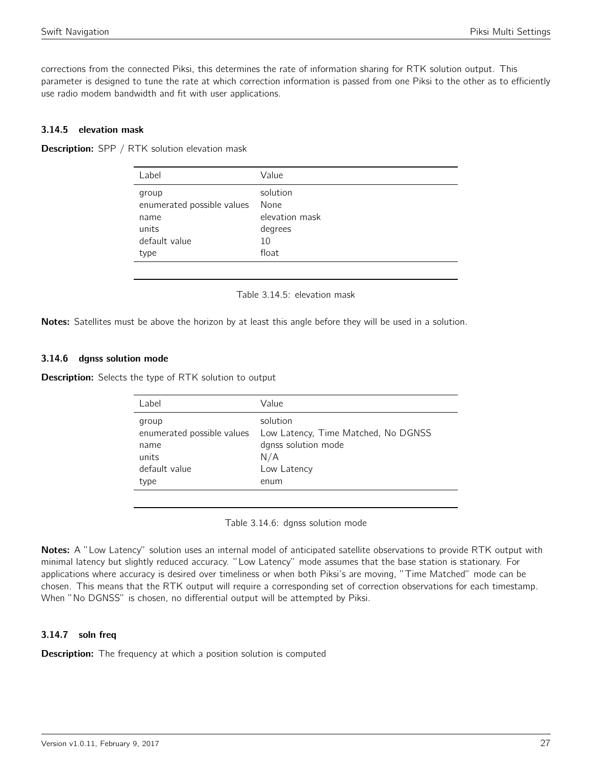corrections from the connected Piksi, this determines the rate of information sharing for RTK solution output. This parameter is designed to tune the rate at which correction information is passed from one Piksi to the other as to efficiently use radio modem bandwidth and fit with user applications.

### 3.14.5 elevation mask

**Description:** SPP / RTK solution elevation mask

| Label | Value |
|---|---|
| group | solution |
| enumerated possible values | None |
| name | elevation mask |
| units | degrees |
| default value | 10 |
| type | float |

Table 3.14.5: elevation mask

**Notes:** Satellites must be above the horizon by at least this angle before they will be used in a solution.

### 3.14.6 dgnss solution mode

**Description:** Selects the type of RTK solution to output

| Label | Value |
|---|---|
| group | solution |
| enumerated possible values | Low Latency, Time Matched, No DGNSS |
| name | dgnss solution mode |
| units | N/A |
| default value | Low Latency |
| type | enum |

Table 3.14.6: dgnss solution mode

**Notes:** A "Low Latency" solution uses an internal model of anticipated satellite observations to provide RTK output with minimal latency but slightly reduced accuracy. "Low Latency" mode assumes that the base station is stationary. For applications where accuracy is desired over timeliness or when both Piksi's are moving, "Time Matched" mode can be chosen. This means that the RTK output will require a corresponding set of correction observations for each timestamp. When "No DGNSS" is chosen, no differential output will be attempted by Piksi.

### 3.14.7 soln freq

**Description:** The frequency at which a position solution is computed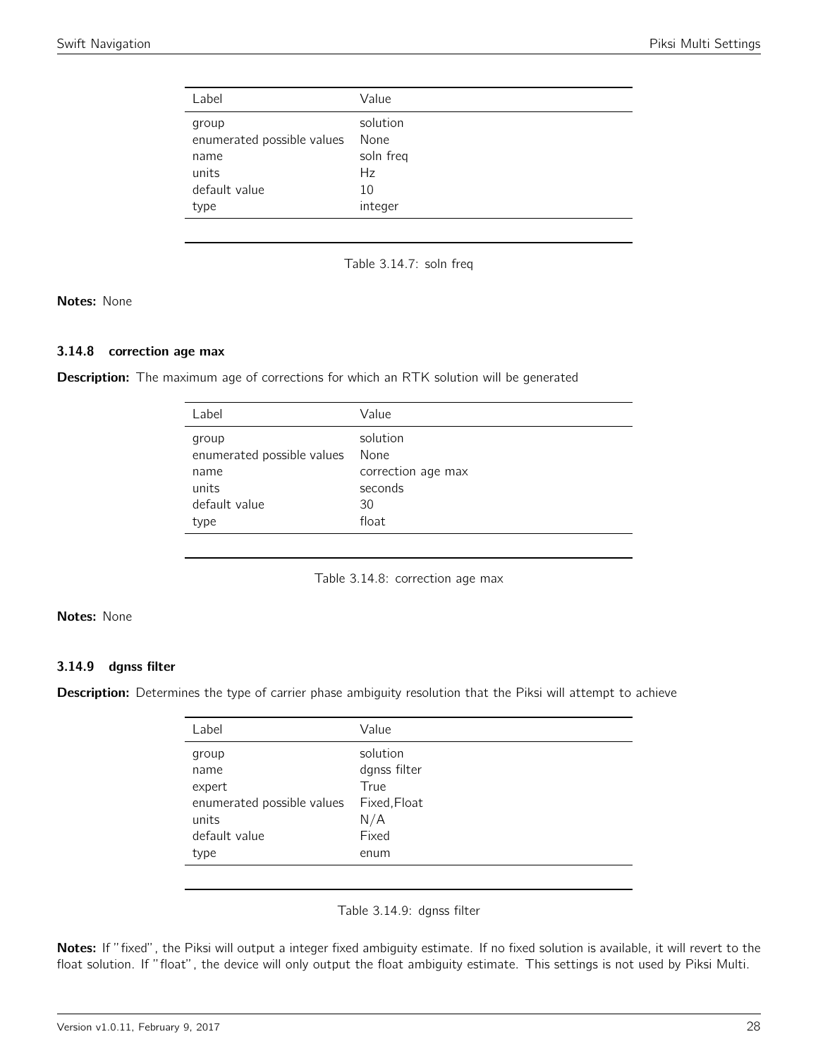| Label | Value |
| --- | --- |
| group | solution |
| enumerated possible values | None |
| name | soln freq |
| units | Hz |
| default value | 10 |
| type | integer |

Table 3.14.7: soln freq

**Notes:** None

### 3.14.8 correction age max

**Description:** The maximum age of corrections for which an RTK solution will be generated

| Label | Value |
| --- | --- |
| group | solution |
| enumerated possible values | None |
| name | correction age max |
| units | seconds |
| default value | 30 |
| type | float |

Table 3.14.8: correction age max

**Notes:** None

### 3.14.9 dgnss filter

**Description:** Determines the type of carrier phase ambiguity resolution that the Piksi will attempt to achieve

| Label | Value |
| --- | --- |
| group | solution |
| name | dgnss filter |
| expert | True |
| enumerated possible values | Fixed,Float |
| units | N/A |
| default value | Fixed |
| type | enum |

Table 3.14.9: dgnss filter

**Notes:** If "fixed", the Piksi will output a integer fixed ambiguity estimate. If no fixed solution is available, it will revert to the float solution. If "float", the device will only output the float ambiguity estimate. This settings is not used by Piksi Multi.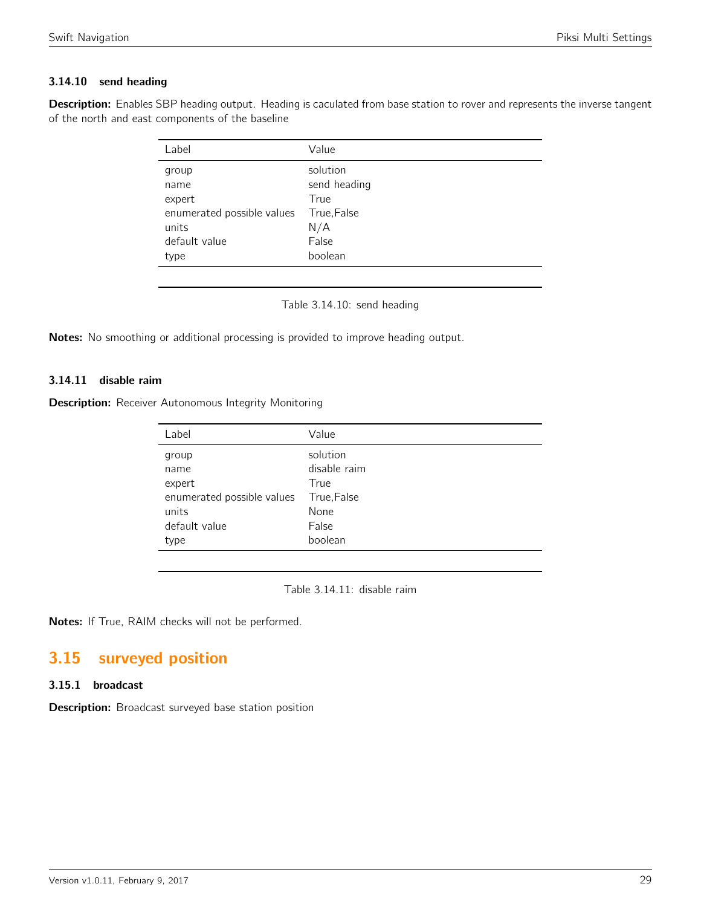#### 3.14.10 send heading

**Description:** Enables SBP heading output. Heading is caculated from base station to rover and represents the inverse tangent of the north and east components of the baseline

| Label | Value |
|---|---|
| group | solution |
| name | send heading |
| expert | True |
| enumerated possible values | True,False |
| units | N/A |
| default value | False |
| type | boolean |

Table 3.14.10: send heading

**Notes:** No smoothing or additional processing is provided to improve heading output.

#### 3.14.11 disable raim

**Description:** Receiver Autonomous Integrity Monitoring

| Label | Value |
|---|---|
| group | solution |
| name | disable raim |
| expert | True |
| enumerated possible values | True,False |
| units | None |
| default value | False |
| type | boolean |

Table 3.14.11: disable raim

**Notes:** If True, RAIM checks will not be performed.

## 3.15 surveyed position

#### 3.15.1 broadcast

**Description:** Broadcast surveyed base station position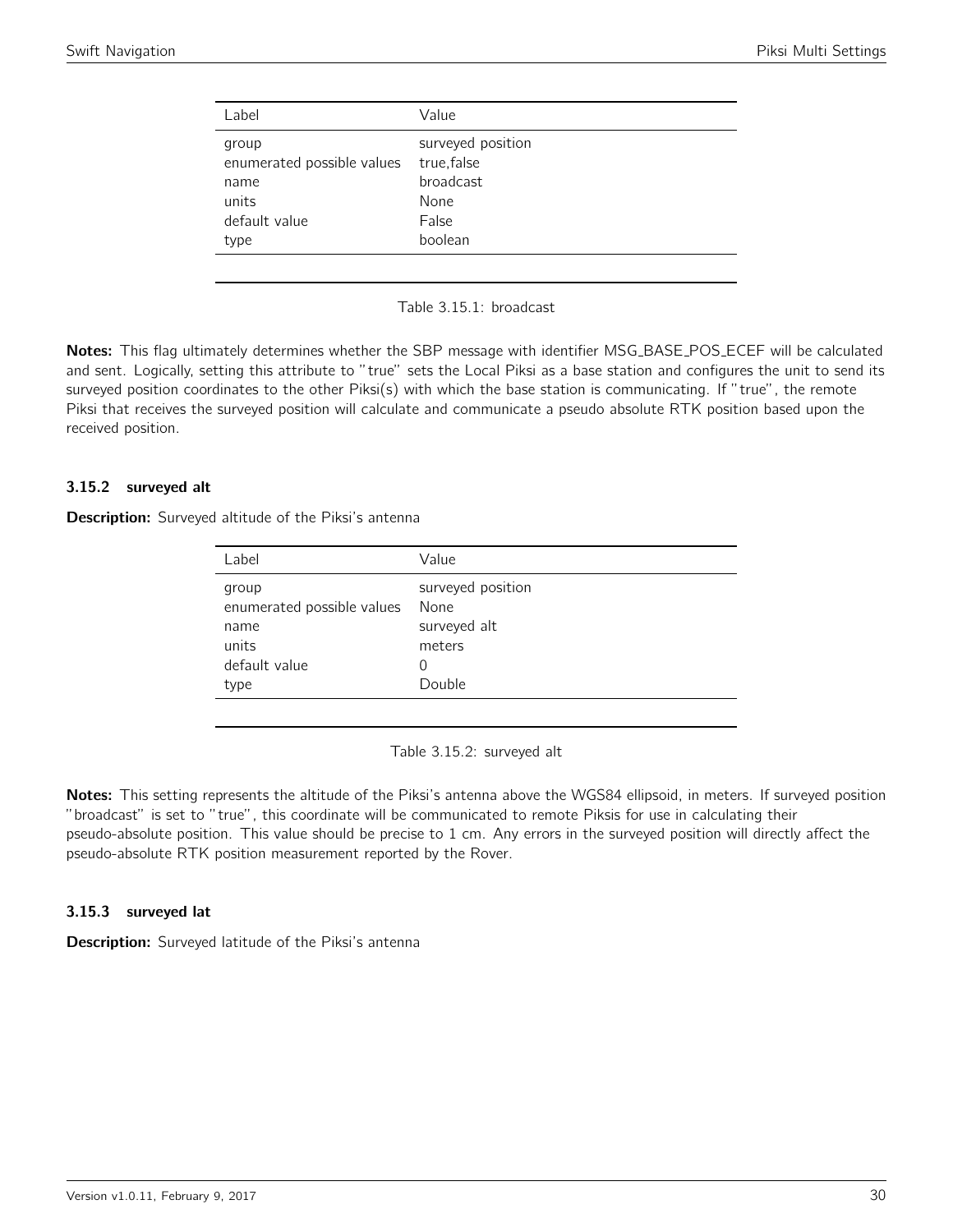| Label | Value |
| --- | --- |
| group | surveyed position |
| enumerated possible values | true,false |
| name | broadcast |
| units | None |
| default value | False |
| type | boolean |

Table 3.15.1: broadcast

**Notes:** This flag ultimately determines whether the SBP message with identifier MSG_BASE_POS_ECEF will be calculated and sent. Logically, setting this attribute to "true" sets the Local Piksi as a base station and configures the unit to send its surveyed position coordinates to the other Piksi(s) with which the base station is communicating. If "true", the remote Piksi that receives the surveyed position will calculate and communicate a pseudo absolute RTK position based upon the received position.

### 3.15.2 surveyed alt

**Description:** Surveyed altitude of the Piksi's antenna

| Label | Value |
| --- | --- |
| group | surveyed position |
| enumerated possible values | None |
| name | surveyed alt |
| units | meters |
| default value | 0 |
| type | Double |

Table 3.15.2: surveyed alt

**Notes:** This setting represents the altitude of the Piksi's antenna above the WGS84 ellipsoid, in meters. If surveyed position "broadcast" is set to "true", this coordinate will be communicated to remote Piksis for use in calculating their pseudo-absolute position. This value should be precise to 1 cm. Any errors in the surveyed position will directly affect the pseudo-absolute RTK position measurement reported by the Rover.

### 3.15.3 surveyed lat

**Description:** Surveyed latitude of the Piksi's antenna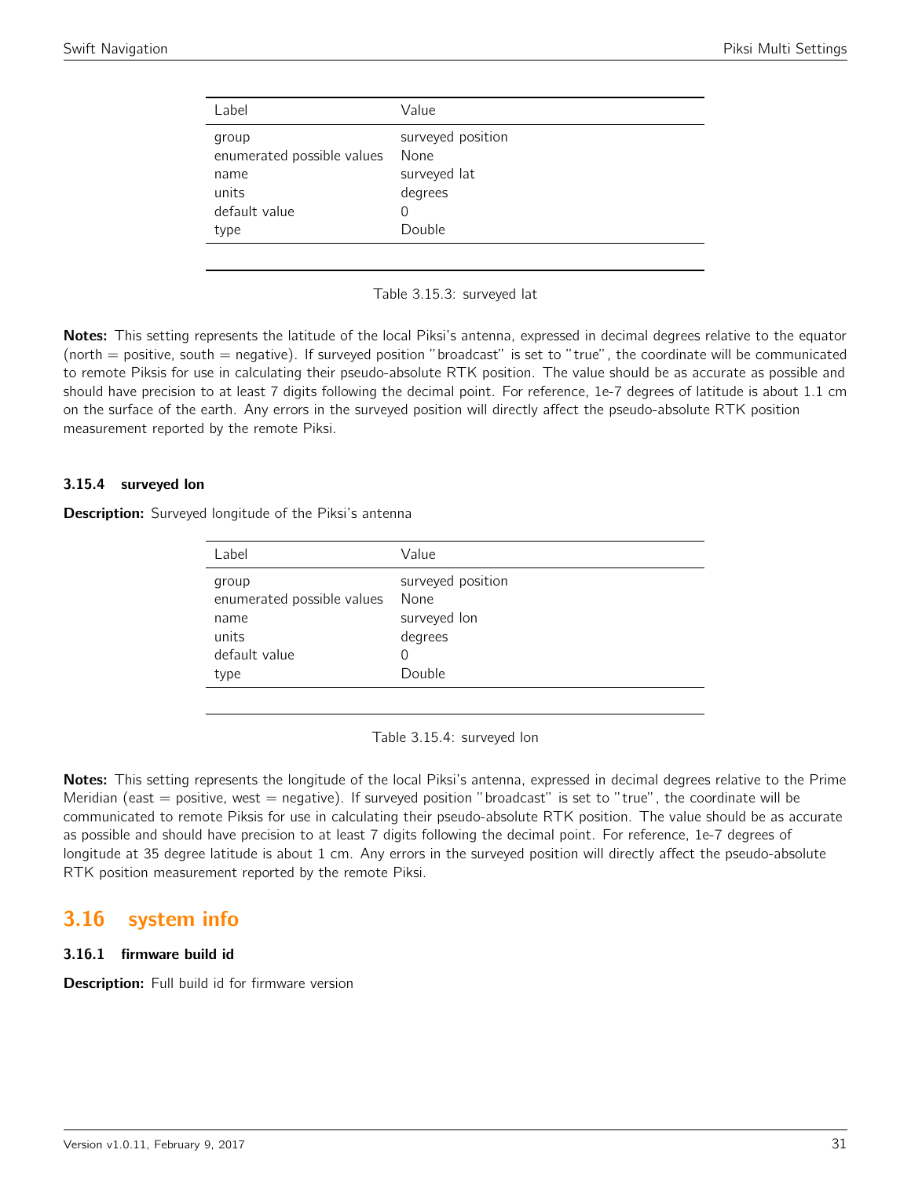| Label | Value |
|---|---|
| group | surveyed position |
| enumerated possible values | None |
| name | surveyed lat |
| units | degrees |
| default value | 0 |
| type | Double |

Table 3.15.3: surveyed lat

**Notes:** This setting represents the latitude of the local Piksi's antenna, expressed in decimal degrees relative to the equator (north = positive, south = negative). If surveyed position "broadcast" is set to "true", the coordinate will be communicated to remote Piksis for use in calculating their pseudo-absolute RTK position. The value should be as accurate as possible and should have precision to at least 7 digits following the decimal point. For reference, 1e-7 degrees of latitude is about 1.1 cm on the surface of the earth. Any errors in the surveyed position will directly affect the pseudo-absolute RTK position measurement reported by the remote Piksi.

### 3.15.4 surveyed lon

**Description:** Surveyed longitude of the Piksi's antenna

| Label | Value |
|---|---|
| group | surveyed position |
| enumerated possible values | None |
| name | surveyed lon |
| units | degrees |
| default value | 0 |
| type | Double |

Table 3.15.4: surveyed lon

**Notes:** This setting represents the longitude of the local Piksi's antenna, expressed in decimal degrees relative to the Prime Meridian (east = positive, west = negative). If surveyed position "broadcast" is set to "true", the coordinate will be communicated to remote Piksis for use in calculating their pseudo-absolute RTK position. The value should be as accurate as possible and should have precision to at least 7 digits following the decimal point. For reference, 1e-7 degrees of longitude at 35 degree latitude is about 1 cm. Any errors in the surveyed position will directly affect the pseudo-absolute RTK position measurement reported by the remote Piksi.

## 3.16 system info

### 3.16.1 firmware build id

**Description:** Full build id for firmware version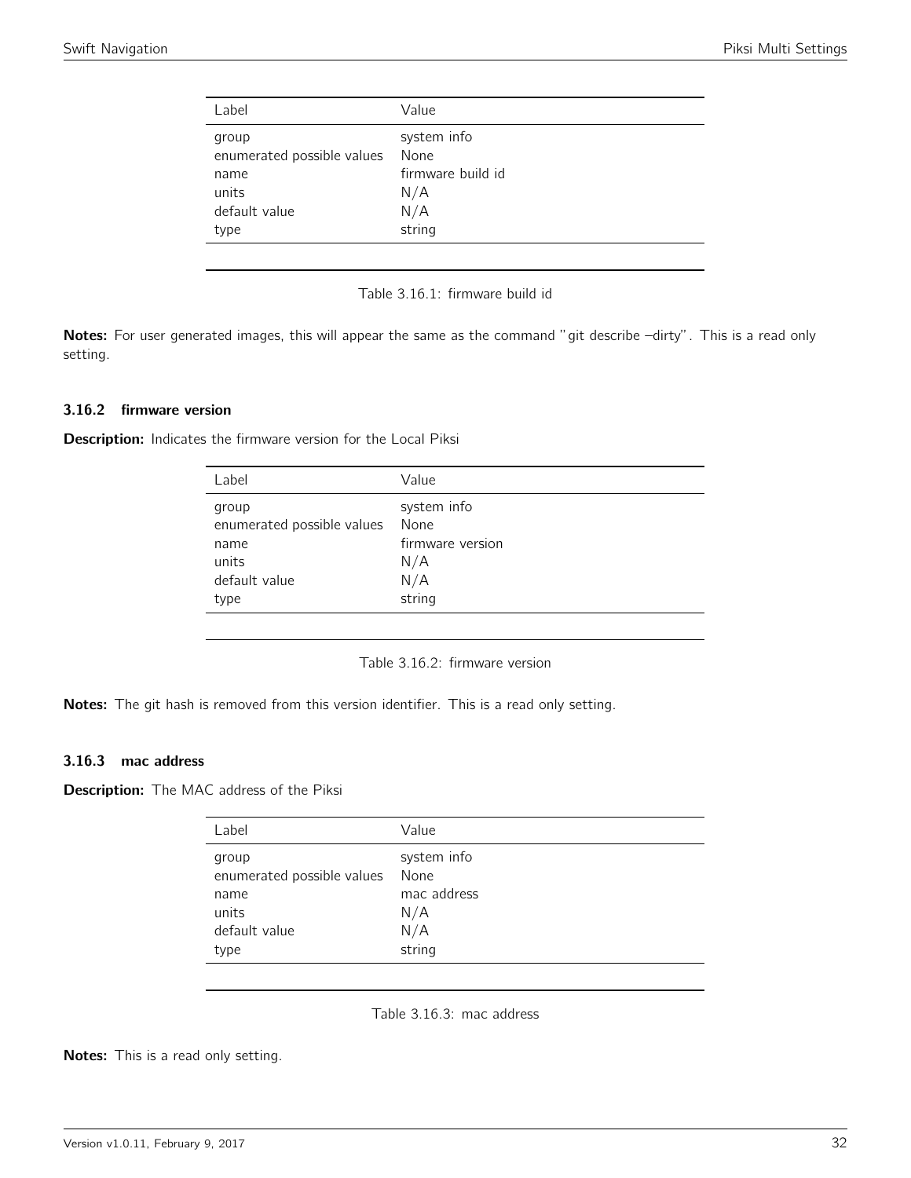| Label | Value |
|---|---|
| group | system info |
| enumerated possible values | None |
| name | firmware build id |
| units | N/A |
| default value | N/A |
| type | string |

Table 3.16.1: firmware build id

**Notes:** For user generated images, this will appear the same as the command "git describe –dirty". This is a read only setting.

### 3.16.2 firmware version

**Description:** Indicates the firmware version for the Local Piksi

| Label | Value |
|---|---|
| group | system info |
| enumerated possible values | None |
| name | firmware version |
| units | N/A |
| default value | N/A |
| type | string |

Table 3.16.2: firmware version

**Notes:** The git hash is removed from this version identifier. This is a read only setting.

### 3.16.3 mac address

**Description:** The MAC address of the Piksi

| Label | Value |
|---|---|
| group | system info |
| enumerated possible values | None |
| name | mac address |
| units | N/A |
| default value | N/A |
| type | string |

Table 3.16.3: mac address

**Notes:** This is a read only setting.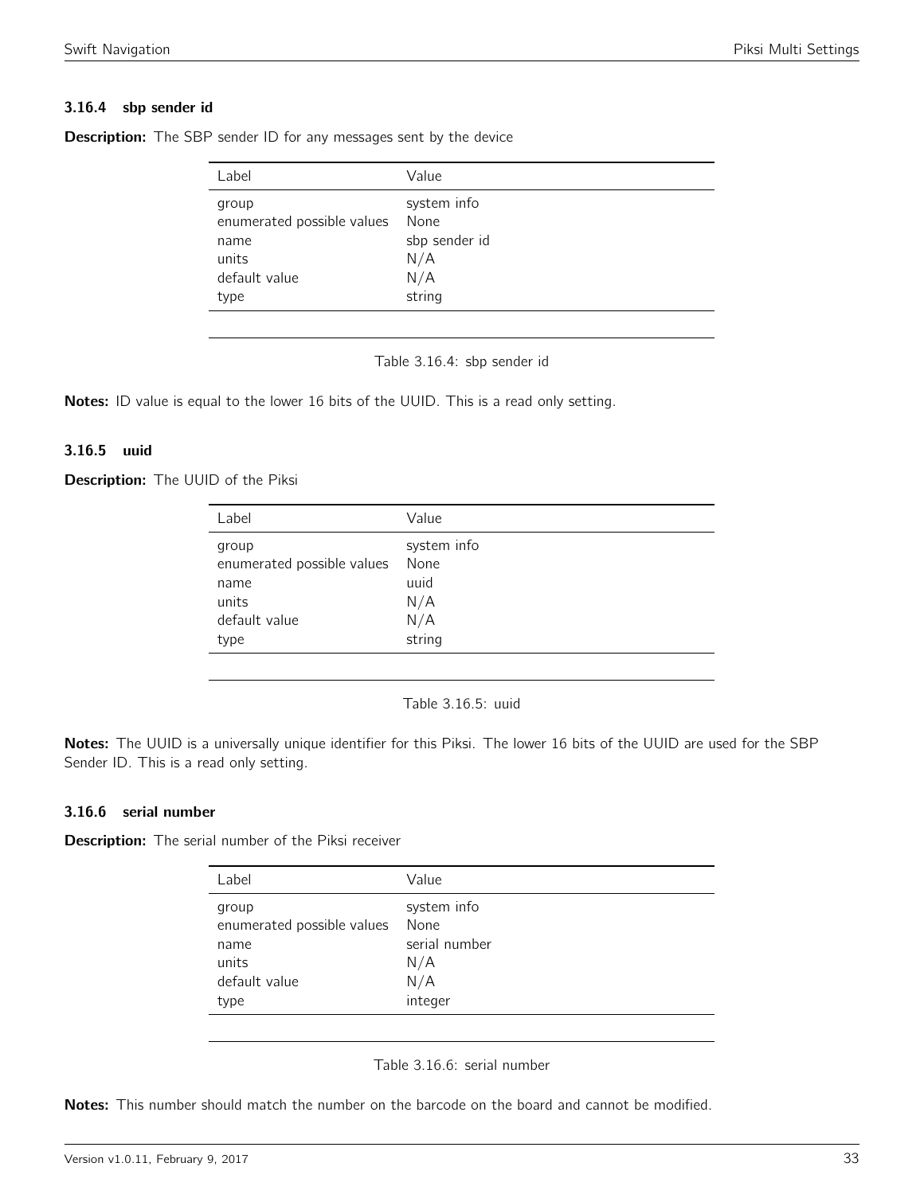### 3.16.4 sbp sender id

**Description:** The SBP sender ID for any messages sent by the device

| Label | Value |
| --- | --- |
| group | system info |
| enumerated possible values | None |
| name | sbp sender id |
| units | N/A |
| default value | N/A |
| type | string |

Table 3.16.4: sbp sender id

**Notes:** ID value is equal to the lower 16 bits of the UUID. This is a read only setting.

### 3.16.5 uuid

**Description:** The UUID of the Piksi

| Label | Value |
| --- | --- |
| group | system info |
| enumerated possible values | None |
| name | uuid |
| units | N/A |
| default value | N/A |
| type | string |

Table 3.16.5: uuid

**Notes:** The UUID is a universally unique identifier for this Piksi. The lower 16 bits of the UUID are used for the SBP Sender ID. This is a read only setting.

### 3.16.6 serial number

**Description:** The serial number of the Piksi receiver

| Label | Value |
| --- | --- |
| group | system info |
| enumerated possible values | None |
| name | serial number |
| units | N/A |
| default value | N/A |
| type | integer |

Table 3.16.6: serial number

**Notes:** This number should match the number on the barcode on the board and cannot be modified.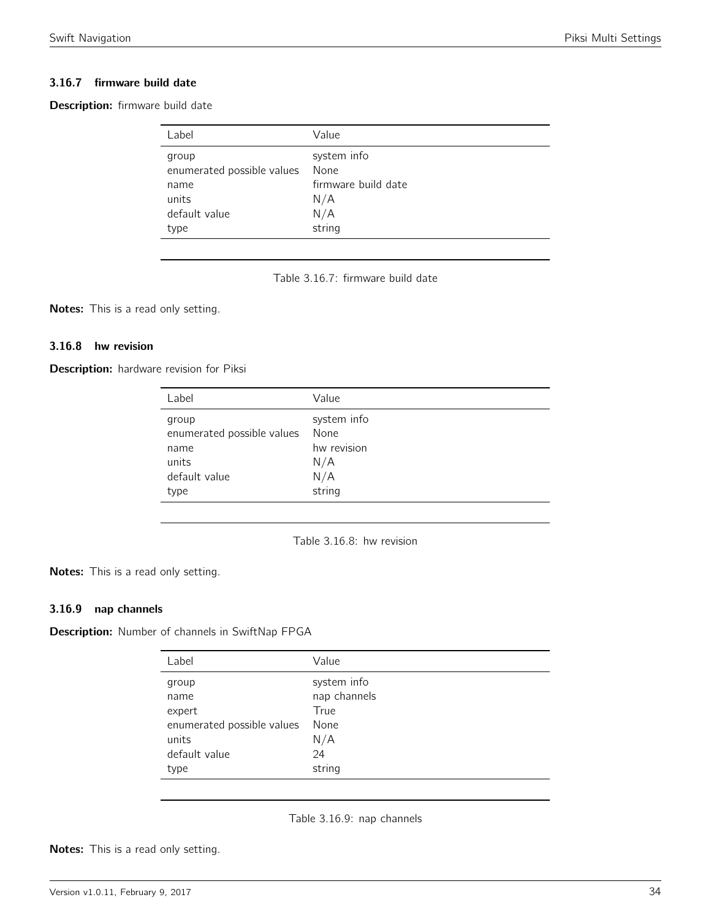### 3.16.7 firmware build date

**Description:** firmware build date

| Label | Value |
|---|---|
| group | system info |
| enumerated possible values | None |
| name | firmware build date |
| units | N/A |
| default value | N/A |
| type | string |

Table 3.16.7: firmware build date

**Notes:** This is a read only setting.

### 3.16.8 hw revision

**Description:** hardware revision for Piksi

| Label | Value |
|---|---|
| group | system info |
| enumerated possible values | None |
| name | hw revision |
| units | N/A |
| default value | N/A |
| type | string |

Table 3.16.8: hw revision

**Notes:** This is a read only setting.

### 3.16.9 nap channels

**Description:** Number of channels in SwiftNap FPGA

| Label | Value |
|---|---|
| group | system info |
| name | nap channels |
| expert | True |
| enumerated possible values | None |
| units | N/A |
| default value | 24 |
| type | string |

Table 3.16.9: nap channels

**Notes:** This is a read only setting.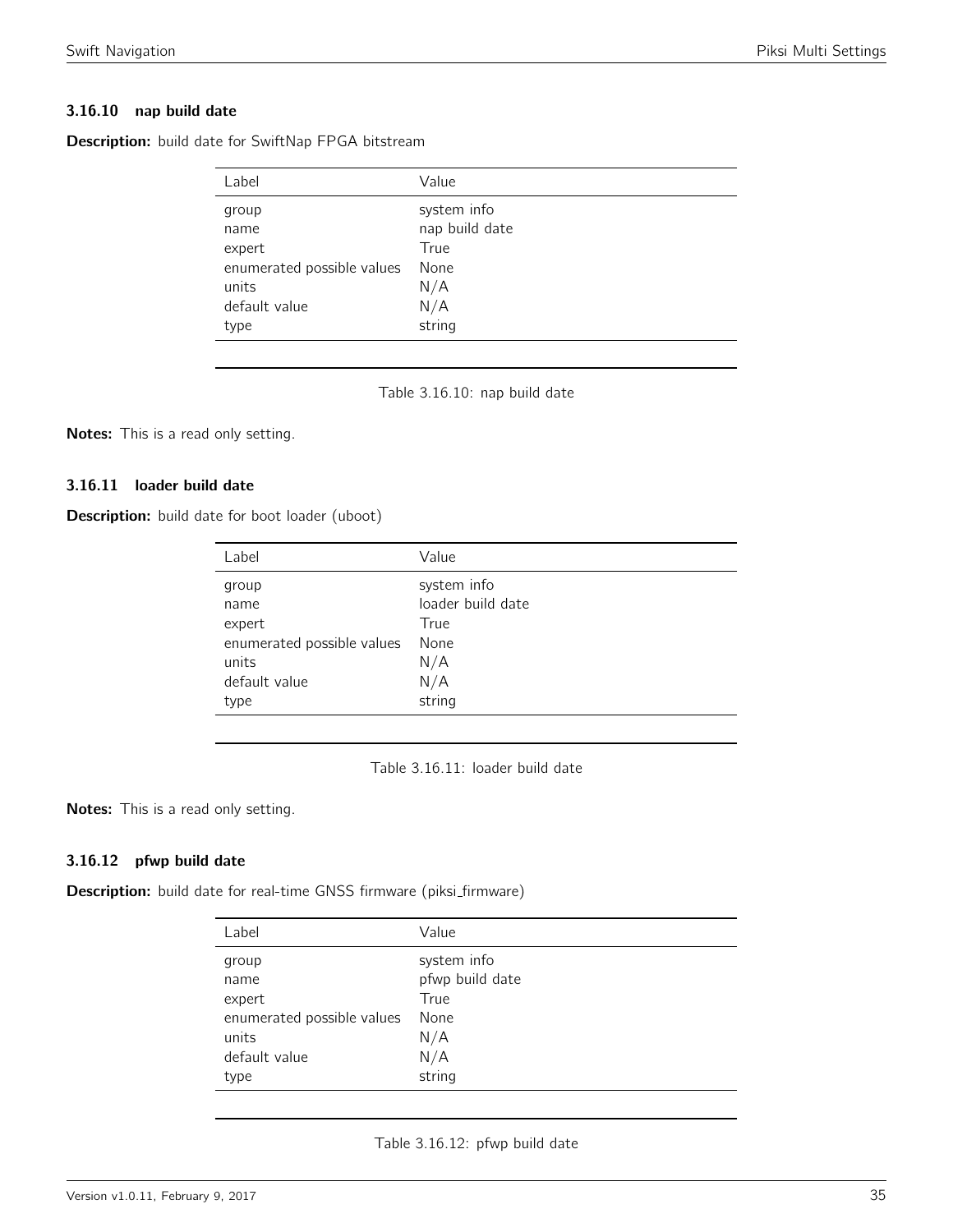### 3.16.10 nap build date

**Description:** build date for SwiftNap FPGA bitstream

| Label | Value |
|---|---|
| group | system info |
| name | nap build date |
| expert | True |
| enumerated possible values | None |
| units | N/A |
| default value | N/A |
| type | string |

Table 3.16.10: nap build date

**Notes:** This is a read only setting.

### 3.16.11 loader build date

**Description:** build date for boot loader (uboot)

| Label | Value |
|---|---|
| group | system info |
| name | loader build date |
| expert | True |
| enumerated possible values | None |
| units | N/A |
| default value | N/A |
| type | string |

Table 3.16.11: loader build date

**Notes:** This is a read only setting.

### 3.16.12 pfwp build date

**Description:** build date for real-time GNSS firmware (piksi_firmware)

| Label | Value |
|---|---|
| group | system info |
| name | pfwp build date |
| expert | True |
| enumerated possible values | None |
| units | N/A |
| default value | N/A |
| type | string |

Table 3.16.12: pfwp build date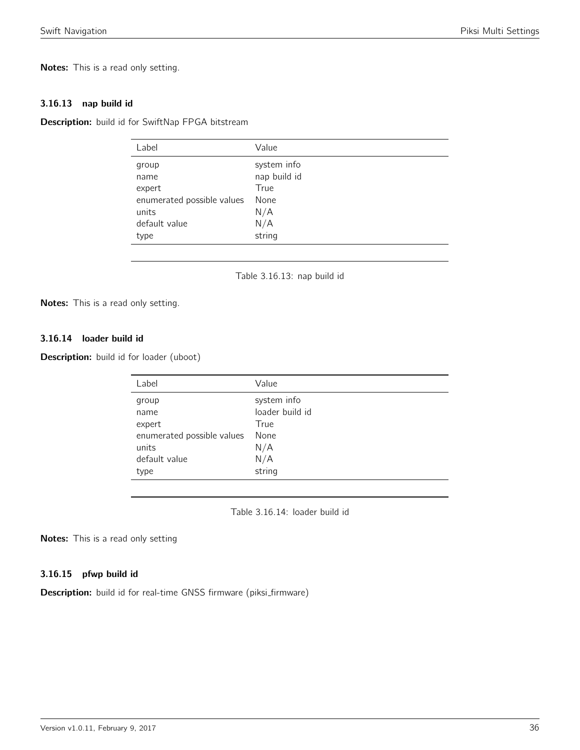**Notes:** This is a read only setting.

### 3.16.13 nap build id

**Description:** build id for SwiftNap FPGA bitstream

| Label | Value |
|---|---|
| group | system info |
| name | nap build id |
| expert | True |
| enumerated possible values | None |
| units | N/A |
| default value | N/A |
| type | string |

Table 3.16.13: nap build id

**Notes:** This is a read only setting.

### 3.16.14 loader build id

**Description:** build id for loader (uboot)

| Label | Value |
|---|---|
| group | system info |
| name | loader build id |
| expert | True |
| enumerated possible values | None |
| units | N/A |
| default value | N/A |
| type | string |

Table 3.16.14: loader build id

**Notes:** This is a read only setting

### 3.16.15 pfwp build id

**Description:** build id for real-time GNSS firmware (piksi_firmware)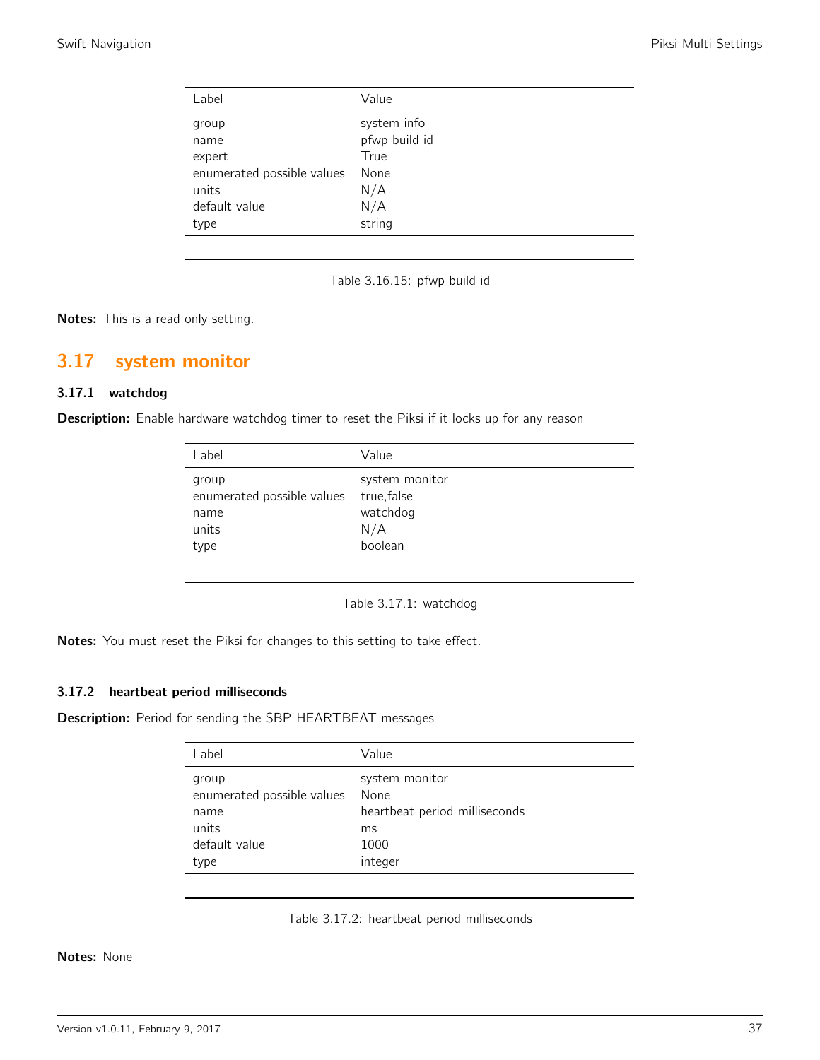| Label | Value |
|---|---|
| group | system info |
| name | pfwp build id |
| expert | True |
| enumerated possible values | None |
| units | N/A |
| default value | N/A |
| type | string |

Table 3.16.15: pfwp build id

**Notes:** This is a read only setting.

## 3.17 system monitor

### 3.17.1 watchdog

**Description:** Enable hardware watchdog timer to reset the Piksi if it locks up for any reason

| Label | Value |
|---|---|
| group | system monitor |
| enumerated possible values | true,false |
| name | watchdog |
| units | N/A |
| type | boolean |

Table 3.17.1: watchdog

**Notes:** You must reset the Piksi for changes to this setting to take effect.

### 3.17.2 heartbeat period milliseconds

**Description:** Period for sending the SBP_HEARTBEAT messages

| Label | Value |
|---|---|
| group | system monitor |
| enumerated possible values | None |
| name | heartbeat period milliseconds |
| units | ms |
| default value | 1000 |
| type | integer |

Table 3.17.2: heartbeat period milliseconds

**Notes:** None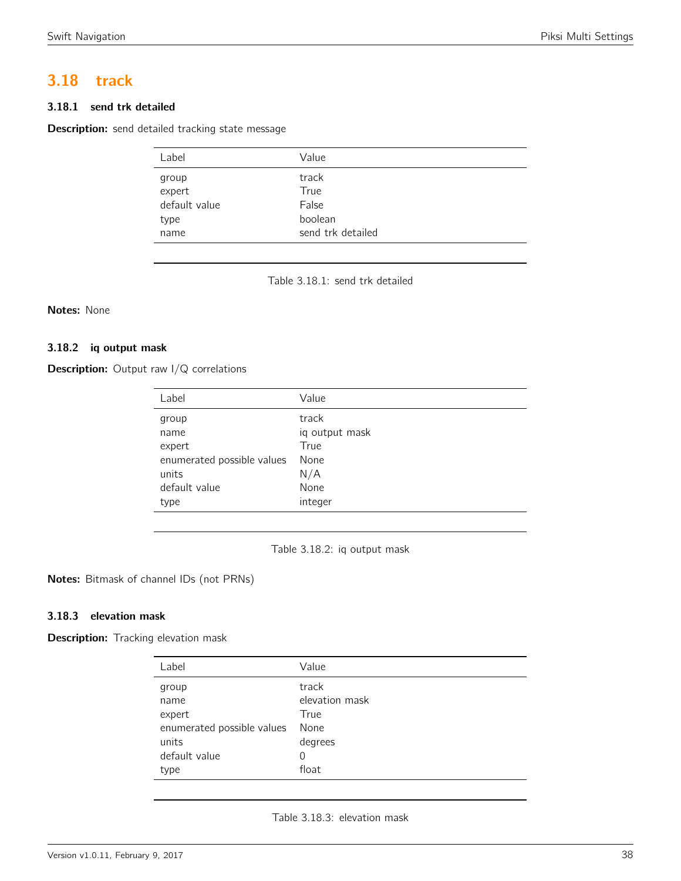## 3.18 track

### 3.18.1 send trk detailed

**Description:** send detailed tracking state message

| Label | Value |
|---|---|
| group | track |
| expert | True |
| default value | False |
| type | boolean |
| name | send trk detailed |

Table 3.18.1: send trk detailed

**Notes:** None

### 3.18.2 iq output mask

**Description:** Output raw I/Q correlations

| Label | Value |
|---|---|
| group | track |
| name | iq output mask |
| expert | True |
| enumerated possible values | None |
| units | N/A |
| default value | None |
| type | integer |

Table 3.18.2: iq output mask

**Notes:** Bitmask of channel IDs (not PRNs)

### 3.18.3 elevation mask

**Description:** Tracking elevation mask

| Label | Value |
|---|---|
| group | track |
| name | elevation mask |
| expert | True |
| enumerated possible values | None |
| units | degrees |
| default value | 0 |
| type | float |

Table 3.18.3: elevation mask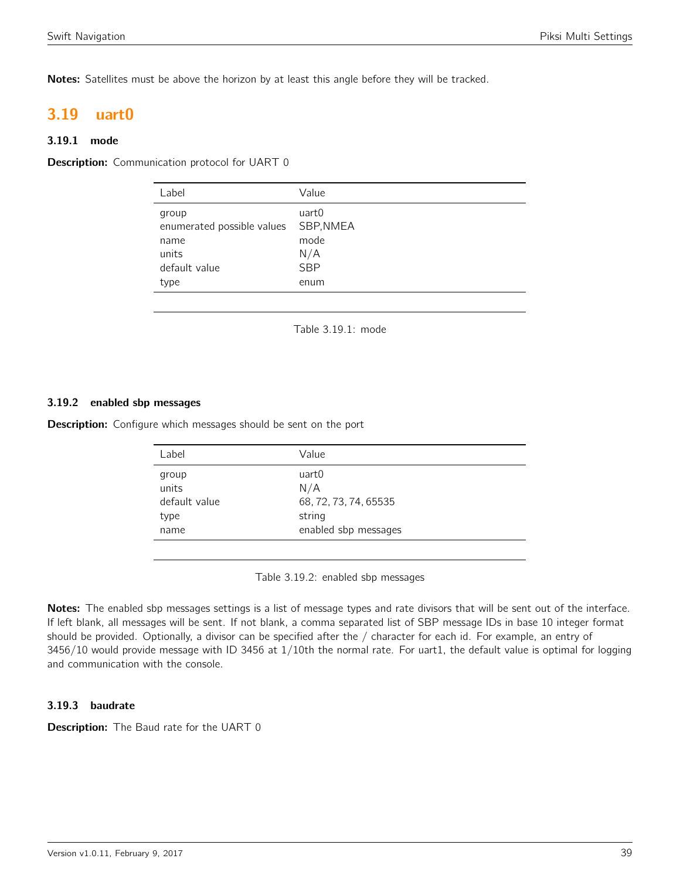**Notes:** Satellites must be above the horizon by at least this angle before they will be tracked.

## 3.19 uart0

### 3.19.1 mode

**Description:** Communication protocol for UART 0

| Label | Value |
|---|---|
| group | uart0 |
| enumerated possible values | SBP,NMEA |
| name | mode |
| units | N/A |
| default value | SBP |
| type | enum |

Table 3.19.1: mode

### 3.19.2 enabled sbp messages

**Description:** Configure which messages should be sent on the port

| Label | Value |
|---|---|
| group | uart0 |
| units | N/A |
| default value | 68, 72, 73, 74, 65535 |
| type | string |
| name | enabled sbp messages |

Table 3.19.2: enabled sbp messages

**Notes:** The enabled sbp messages settings is a list of message types and rate divisors that will be sent out of the interface. If left blank, all messages will be sent. If not blank, a comma separated list of SBP message IDs in base 10 integer format should be provided. Optionally, a divisor can be specified after the / character for each id. For example, an entry of 3456/10 would provide message with ID 3456 at 1/10th the normal rate. For uart1, the default value is optimal for logging and communication with the console.

### 3.19.3 baudrate

**Description:** The Baud rate for the UART 0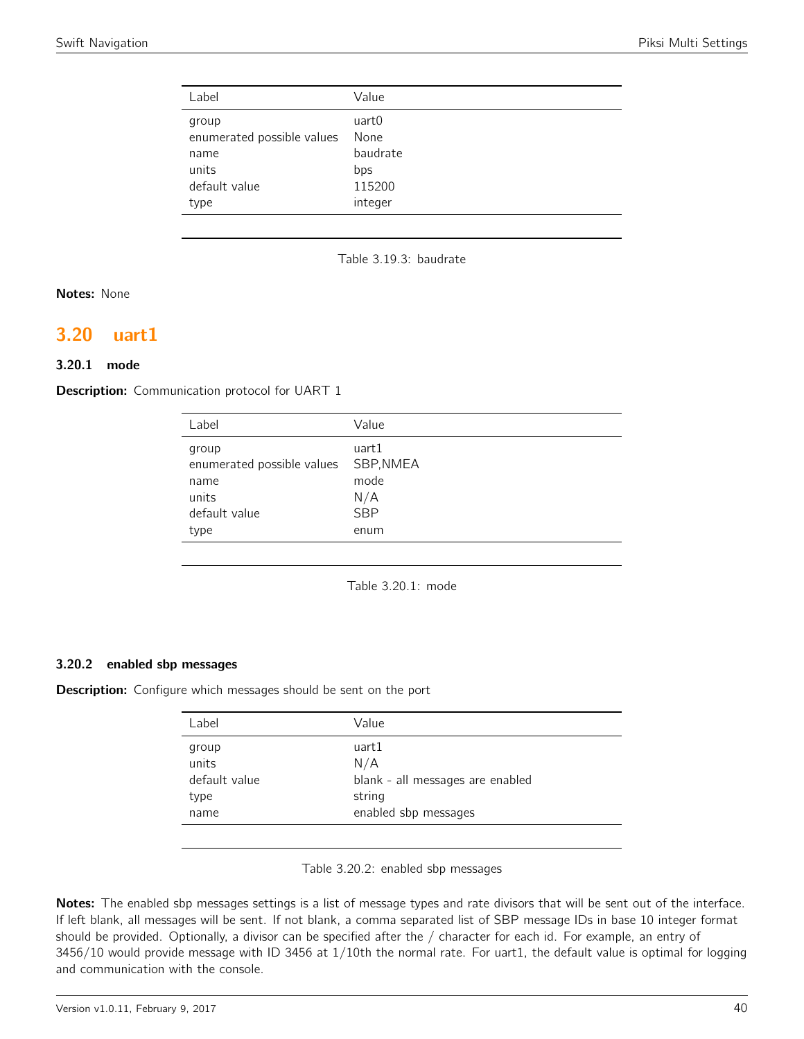| Label | Value |
| --- | --- |
| group | uart0 |
| enumerated possible values | None |
| name | baudrate |
| units | bps |
| default value | 115200 |
| type | integer |

Table 3.19.3: baudrate

**Notes:** None

## 3.20 uart1

### 3.20.1 mode

**Description:** Communication protocol for UART 1

| Label | Value |
| --- | --- |
| group | uart1 |
| enumerated possible values | SBP,NMEA |
| name | mode |
| units | N/A |
| default value | SBP |
| type | enum |

Table 3.20.1: mode

### 3.20.2 enabled sbp messages

**Description:** Configure which messages should be sent on the port

| Label | Value |
| --- | --- |
| group | uart1 |
| units | N/A |
| default value | blank - all messages are enabled |
| type | string |
| name | enabled sbp messages |

Table 3.20.2: enabled sbp messages

**Notes:** The enabled sbp messages settings is a list of message types and rate divisors that will be sent out of the interface. If left blank, all messages will be sent. If not blank, a comma separated list of SBP message IDs in base 10 integer format should be provided. Optionally, a divisor can be specified after the / character for each id. For example, an entry of 3456/10 would provide message with ID 3456 at 1/10th the normal rate. For uart1, the default value is optimal for logging and communication with the console.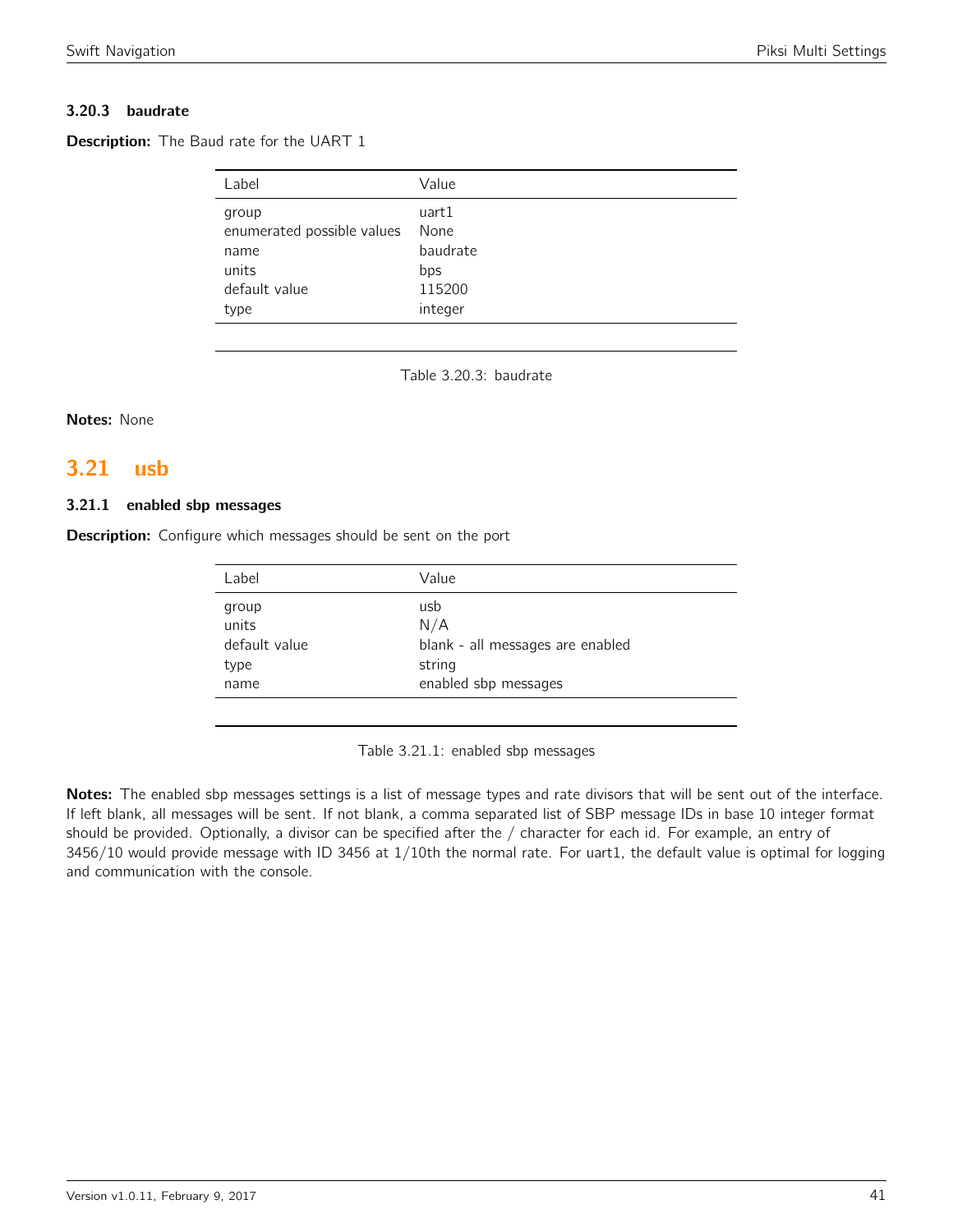### 3.20.3 baudrate

**Description:** The Baud rate for the UART 1

| Label | Value |
|---|---|
| group | uart1 |
| enumerated possible values | None |
| name | baudrate |
| units | bps |
| default value | 115200 |
| type | integer |

Table 3.20.3: baudrate

**Notes:** None

## 3.21 usb

### 3.21.1 enabled sbp messages

**Description:** Configure which messages should be sent on the port

| Label | Value |
|---|---|
| group | usb |
| units | N/A |
| default value | blank - all messages are enabled |
| type | string |
| name | enabled sbp messages |

Table 3.21.1: enabled sbp messages

**Notes:** The enabled sbp messages settings is a list of message types and rate divisors that will be sent out of the interface. If left blank, all messages will be sent. If not blank, a comma separated list of SBP message IDs in base 10 integer format should be provided. Optionally, a divisor can be specified after the / character for each id. For example, an entry of 3456/10 would provide message with ID 3456 at 1/10th the normal rate. For uart1, the default value is optimal for logging and communication with the console.